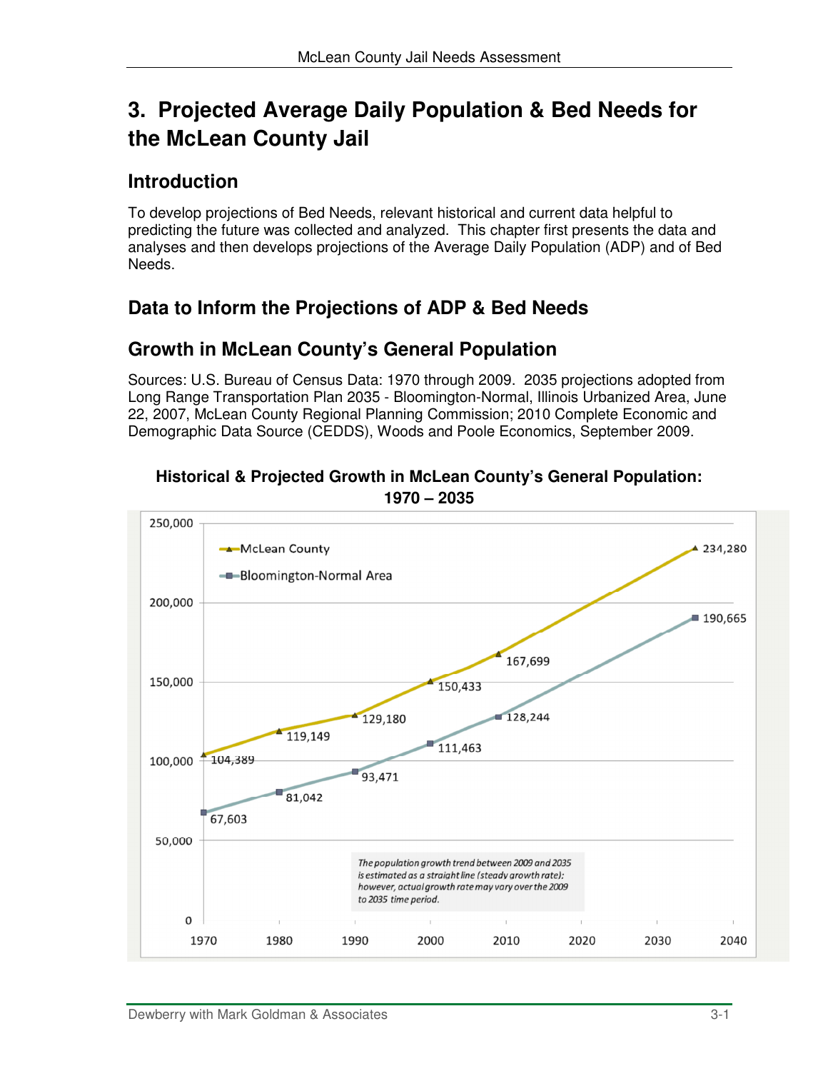# 3. Projected Average Daily Population & Bed Needs for the McLean County Jail

## Introduction

To develop projections of Bed Needs, relevant historical and current data helpful to predicting the future was collected and analyzed. This chapter first presents the data and analyses and then develops projections of the Average Daily Population (ADP) and of Bed Needs.

## Data to Inform the Projections of ADP & Bed Needs

## Growth in McLean County's General Population

Sources: U.S. Bureau of Census Data: 1970 through 2009. 2035 projections adopted from Long Range Transportation Plan 2035 - Bloomington-Normal, Illinois Urbanized Area, June 22, 2007, McLean County Regional Planning Commission; 2010 Complete Economic and Demographic Data Source (CEDDS), Woods and Poole Economics, September 2009.

**Historical & Projected Growth in McLean County's General Population: 1970 – 2035**

| Year | McLean County | Bloomington-Normal Area |
|---|---|---|
| 1970 | 104,389 | 67,603 |
| 1980 | 119,149 | 81,042 |
| 1990 | 129,180 | 93,471 |
| 2000 | 150,433 | 111,463 |
| 2009 | 167,699 | 128,244 |
| 2035 | 234,280 | 190,665 |

*The population growth trend between 2009 and 2035 is estimated as a straight line (steady growth rate); however, actual growth rate may vary over the 2009 to 2035 time period.*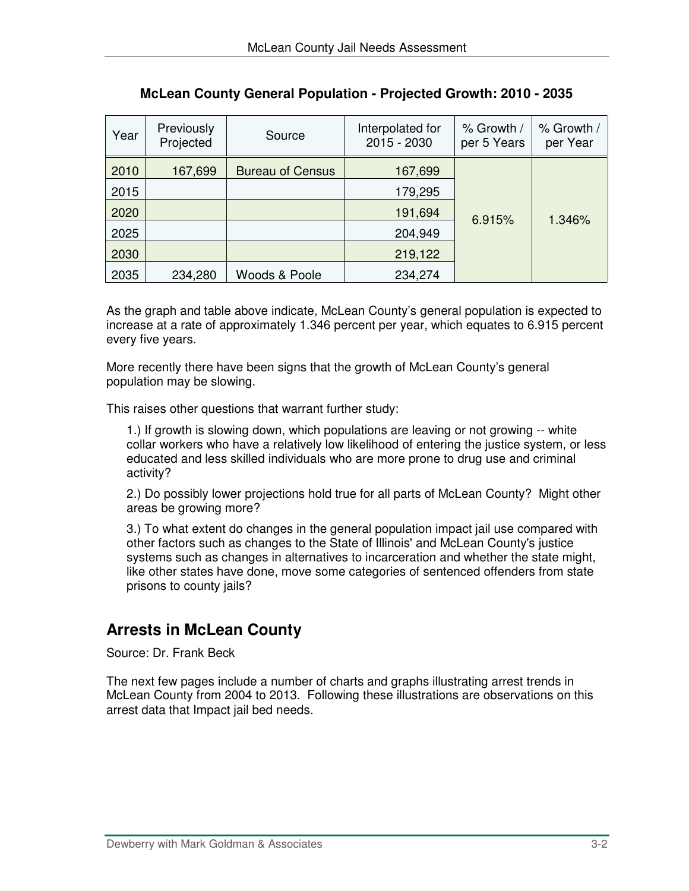**McLean County General Population - Projected Growth: 2010 - 2035**

| Year | Previously Projected | Source | Interpolated for 2015 - 2030 | % Growth / per 5 Years | % Growth / per Year |
|---|---|---|---|---|---|
| 2010 | 167,699 | Bureau of Census | 167,699 | 6.915% | 1.346% |
| 2015 | | | 179,295 | | |
| 2020 | | | 191,694 | | |
| 2025 | | | 204,949 | | |
| 2030 | | | 219,122 | | |
| 2035 | 234,280 | Woods & Poole | 234,274 | | |

As the graph and table above indicate, McLean County's general population is expected to increase at a rate of approximately 1.346 percent per year, which equates to 6.915 percent every five years.

More recently there have been signs that the growth of McLean County's general population may be slowing.

This raises other questions that warrant further study:

1.) If growth is slowing down, which populations are leaving or not growing -- white collar workers who have a relatively low likelihood of entering the justice system, or less educated and less skilled individuals who are more prone to drug use and criminal activity?

2.) Do possibly lower projections hold true for all parts of McLean County? Might other areas be growing more?

3.) To what extent do changes in the general population impact jail use compared with other factors such as changes to the State of Illinois' and McLean County's justice systems such as changes in alternatives to incarceration and whether the state might, like other states have done, move some categories of sentenced offenders from state prisons to county jails?

## Arrests in McLean County

Source: Dr. Frank Beck

The next few pages include a number of charts and graphs illustrating arrest trends in McLean County from 2004 to 2013. Following these illustrations are observations on this arrest data that Impact jail bed needs.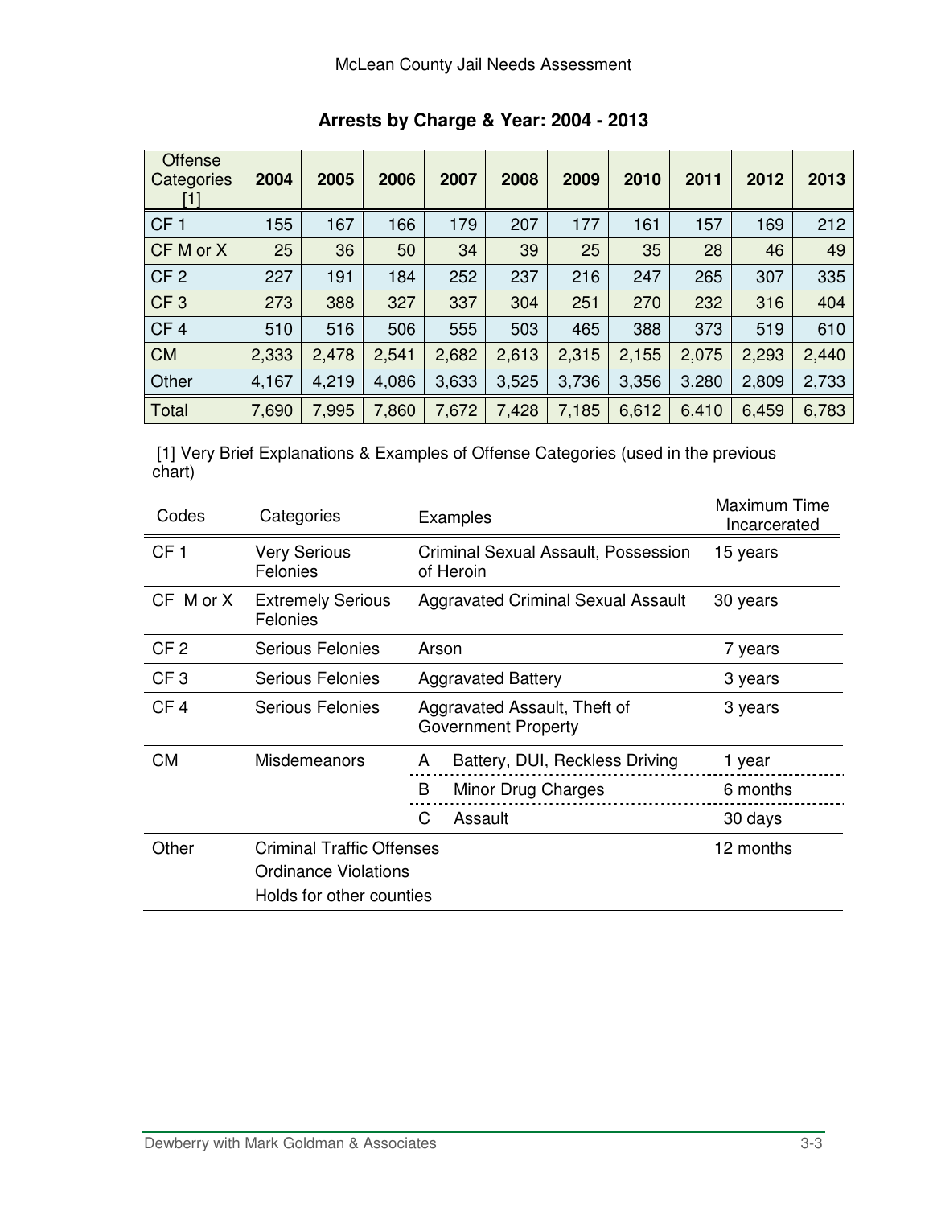## Arrests by Charge & Year: 2004 - 2013

| Offense Categories [1] | 2004 | 2005 | 2006 | 2007 | 2008 | 2009 | 2010 | 2011 | 2012 | 2013 |
|---|---|---|---|---|---|---|---|---|---|---|
| CF 1 | 155 | 167 | 166 | 179 | 207 | 177 | 161 | 157 | 169 | 212 |
| CF M or X | 25 | 36 | 50 | 34 | 39 | 25 | 35 | 28 | 46 | 49 |
| CF 2 | 227 | 191 | 184 | 252 | 237 | 216 | 247 | 265 | 307 | 335 |
| CF 3 | 273 | 388 | 327 | 337 | 304 | 251 | 270 | 232 | 316 | 404 |
| CF 4 | 510 | 516 | 506 | 555 | 503 | 465 | 388 | 373 | 519 | 610 |
| CM | 2,333 | 2,478 | 2,541 | 2,682 | 2,613 | 2,315 | 2,155 | 2,075 | 2,293 | 2,440 |
| Other | 4,167 | 4,219 | 4,086 | 3,633 | 3,525 | 3,736 | 3,356 | 3,280 | 2,809 | 2,733 |
| Total | 7,690 | 7,995 | 7,860 | 7,672 | 7,428 | 7,185 | 6,612 | 6,410 | 6,459 | 6,783 |

[1] Very Brief Explanations & Examples of Offense Categories (used in the previous chart)

| Codes | Categories | Examples | Maximum Time Incarcerated |
|---|---|---|---|
| CF 1 | Very Serious Felonies | Criminal Sexual Assault, Possession of Heroin | 15 years |
| CF M or X | Extremely Serious Felonies | Aggravated Criminal Sexual Assault | 30 years |
| CF 2 | Serious Felonies | Arson | 7 years |
| CF 3 | Serious Felonies | Aggravated Battery | 3 years |
| CF 4 | Serious Felonies | Aggravated Assault, Theft of Government Property | 3 years |
| CM | Misdemeanors | A Battery, DUI, Reckless Driving | 1 year |
| | | B Minor Drug Charges | 6 months |
| | | C Assault | 30 days |
| Other | Criminal Traffic Offenses<br>Ordinance Violations<br>Holds for other counties | | 12 months |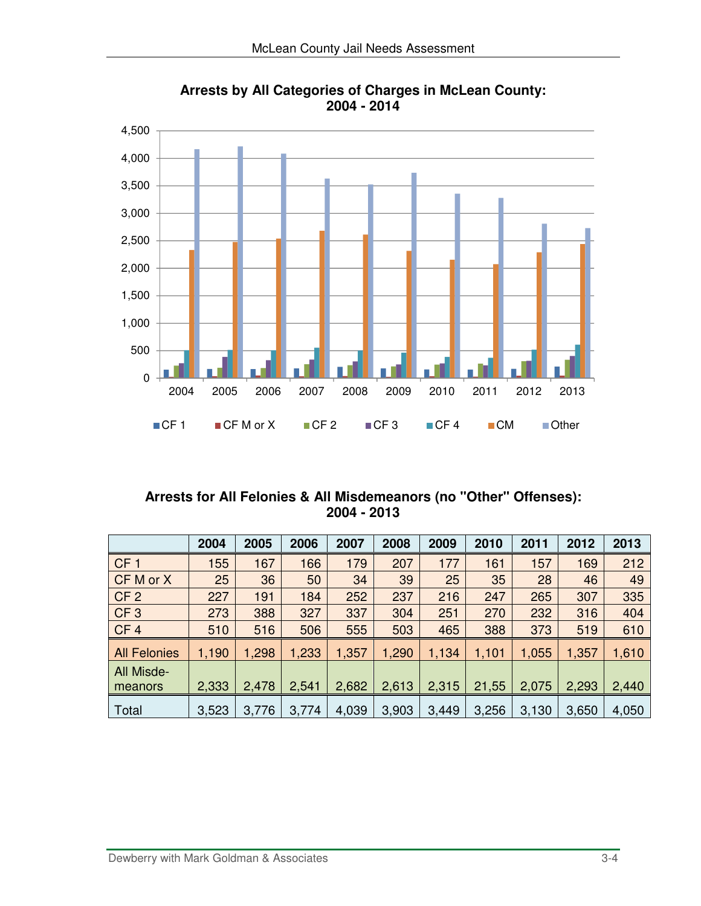**Arrests by All Categories of Charges in McLean County: 2004 - 2014**

**Arrests for All Felonies & All Misdemeanors (no "Other" Offenses): 2004 - 2013**

| | 2004 | 2005 | 2006 | 2007 | 2008 | 2009 | 2010 | 2011 | 2012 | 2013 |
|---|---|---|---|---|---|---|---|---|---|---|
| CF 1 | 155 | 167 | 166 | 179 | 207 | 177 | 161 | 157 | 169 | 212 |
| CF M or X | 25 | 36 | 50 | 34 | 39 | 25 | 35 | 28 | 46 | 49 |
| CF 2 | 227 | 191 | 184 | 252 | 237 | 216 | 247 | 265 | 307 | 335 |
| CF 3 | 273 | 388 | 327 | 337 | 304 | 251 | 270 | 232 | 316 | 404 |
| CF 4 | 510 | 516 | 506 | 555 | 503 | 465 | 388 | 373 | 519 | 610 |
| All Felonies | 1,190 | 1,298 | 1,233 | 1,357 | 1,290 | 1,134 | 1,101 | 1,055 | 1,357 | 1,610 |
| All Misde-meanors | 2,333 | 2,478 | 2,541 | 2,682 | 2,613 | 2,315 | 21,55 | 2,075 | 2,293 | 2,440 |
| Total | 3,523 | 3,776 | 3,774 | 4,039 | 3,903 | 3,449 | 3,256 | 3,130 | 3,650 | 4,050 |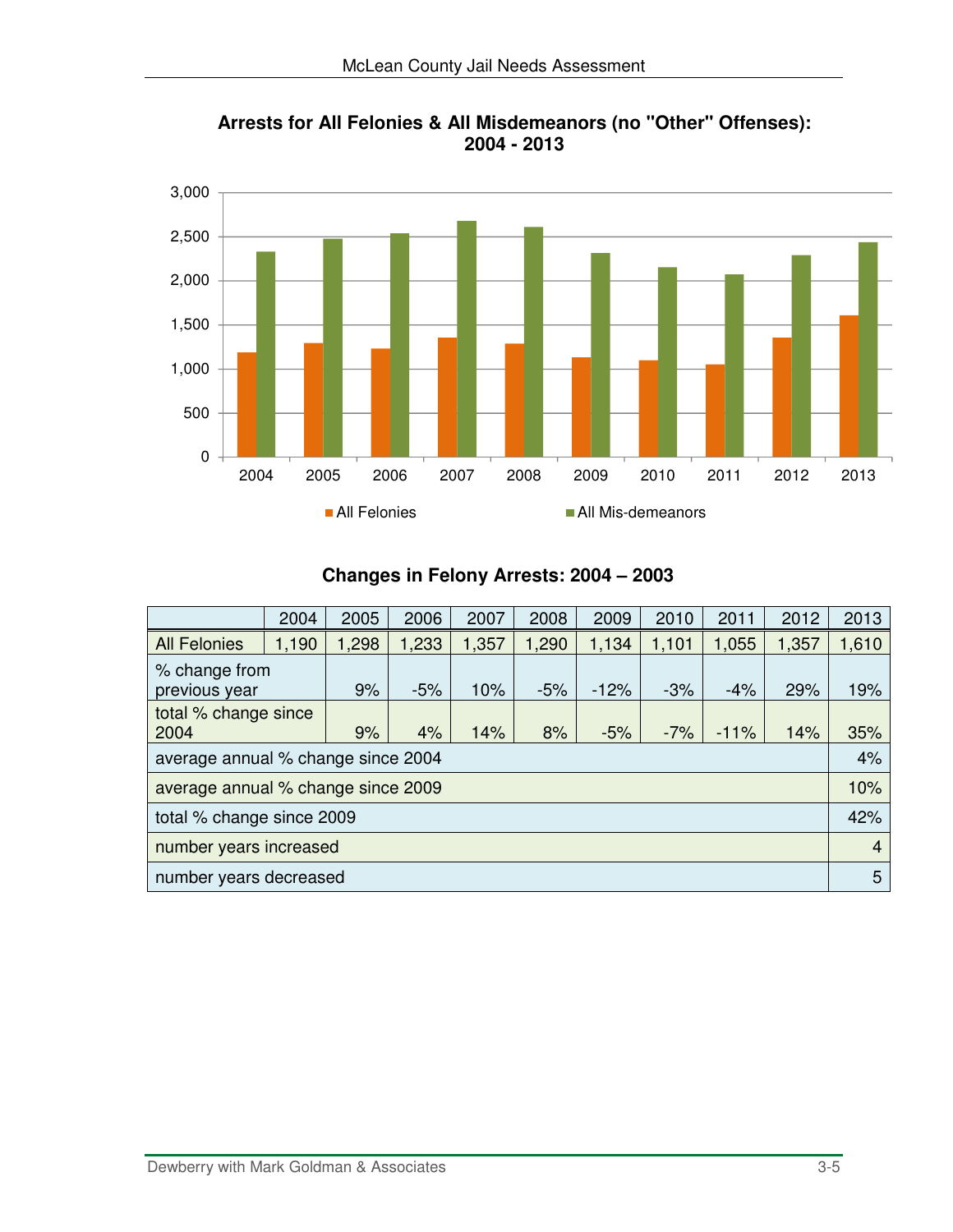**Arrests for All Felonies & All Misdemeanors (no "Other" Offenses): 2004 - 2013**

## Changes in Felony Arrests: 2004 – 2003

| | 2004 | 2005 | 2006 | 2007 | 2008 | 2009 | 2010 | 2011 | 2012 | 2013 |
|---|---|---|---|---|---|---|---|---|---|---|
| All Felonies | 1,190 | 1,298 | 1,233 | 1,357 | 1,290 | 1,134 | 1,101 | 1,055 | 1,357 | 1,610 |
| % change from previous year | | 9% | -5% | 10% | -5% | -12% | -3% | -4% | 29% | 19% |
| total % change since 2004 | | 9% | 4% | 14% | 8% | -5% | -7% | -11% | 14% | 35% |
| average annual % change since 2004 | | | | | | | | | | 4% |
| average annual % change since 2009 | | | | | | | | | | 10% |
| total % change since 2009 | | | | | | | | | | 42% |
| number years increased | | | | | | | | | | 4 |
| number years decreased | | | | | | | | | | 5 |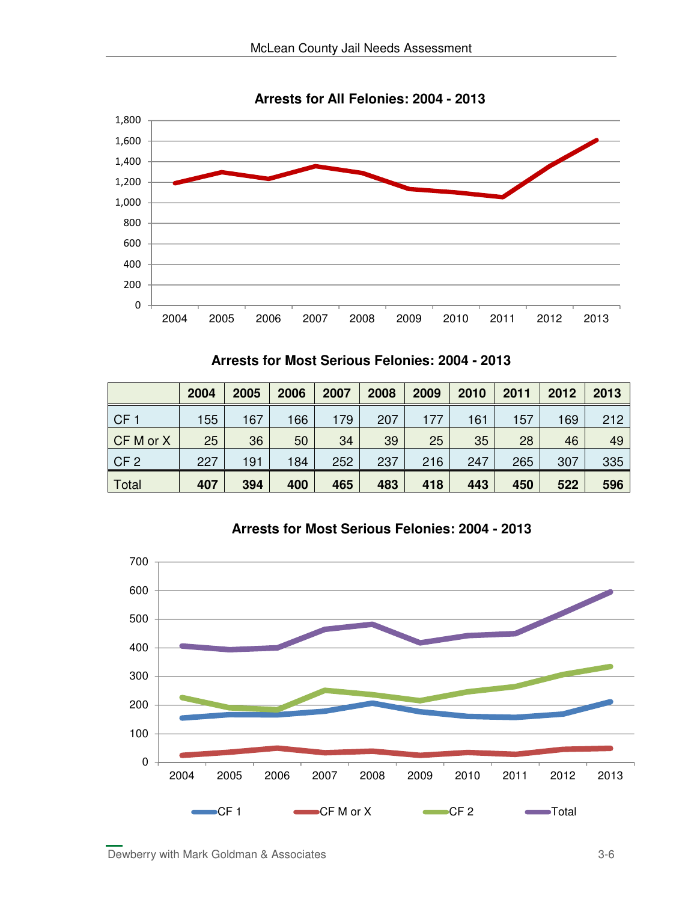**Arrests for All Felonies: 2004 - 2013**

**Arrests for Most Serious Felonies: 2004 - 2013**

| | 2004 | 2005 | 2006 | 2007 | 2008 | 2009 | 2010 | 2011 | 2012 | 2013 |
|---|---|---|---|---|---|---|---|---|---|---|
| CF 1 | 155 | 167 | 166 | 179 | 207 | 177 | 161 | 157 | 169 | 212 |
| CF M or X | 25 | 36 | 50 | 34 | 39 | 25 | 35 | 28 | 46 | 49 |
| CF 2 | 227 | 191 | 184 | 252 | 237 | 216 | 247 | 265 | 307 | 335 |
| Total | **407** | **394** | **400** | **465** | **483** | **418** | **443** | **450** | **522** | **596** |

**Arrests for Most Serious Felonies: 2004 - 2013**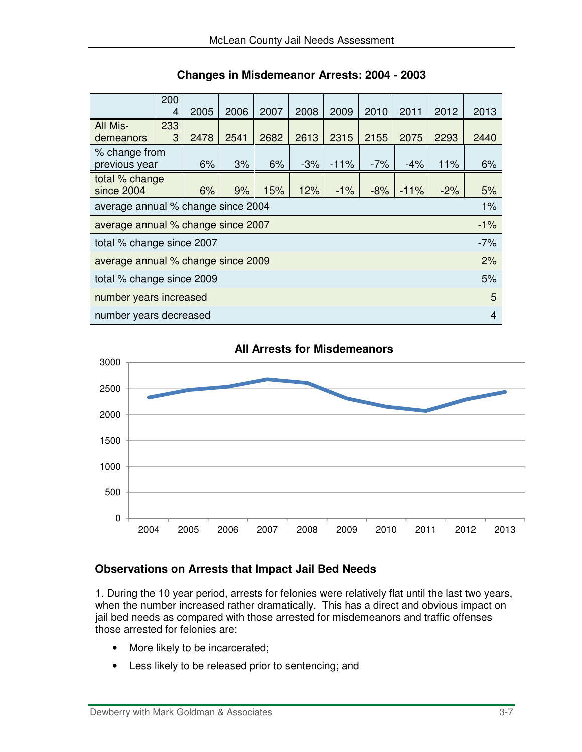**Changes in Misdemeanor Arrests: 2004 - 2003**

| | 2004 | 2005 | 2006 | 2007 | 2008 | 2009 | 2010 | 2011 | 2012 | 2013 |
|---|---|---|---|---|---|---|---|---|---|---|
| All Mis-demeanors | 2333 | 2478 | 2541 | 2682 | 2613 | 2315 | 2155 | 2075 | 2293 | 2440 |
| % change from previous year | | 6% | 3% | 6% | -3% | -11% | -7% | -4% | 11% | 6% |
| total % change since 2004 | | 6% | 9% | 15% | 12% | -1% | -8% | -11% | -2% | 5% |
| average annual % change since 2004 | | | | | | | | | | 1% |
| average annual % change since 2007 | | | | | | | | | | -1% |
| total % change since 2007 | | | | | | | | | | -7% |
| average annual % change since 2009 | | | | | | | | | | 2% |
| total % change since 2009 | | | | | | | | | | 5% |
| number years increased | | | | | | | | | | 5 |
| number years decreased | | | | | | | | | | 4 |

**All Arrests for Misdemeanors**

| Year | 2004 | 2005 | 2006 | 2007 | 2008 | 2009 | 2010 | 2011 | 2012 | 2013 |
|---|---|---|---|---|---|---|---|---|---|---|
| Arrests | 2333 | 2478 | 2541 | 2682 | 2613 | 2315 | 2155 | 2075 | 2293 | 2440 |

### Observations on Arrests that Impact Jail Bed Needs

1. During the 10 year period, arrests for felonies were relatively flat until the last two years, when the number increased rather dramatically. This has a direct and obvious impact on jail bed needs as compared with those arrested for misdemeanors and traffic offenses those arrested for felonies are:

- More likely to be incarcerated;
- Less likely to be released prior to sentencing; and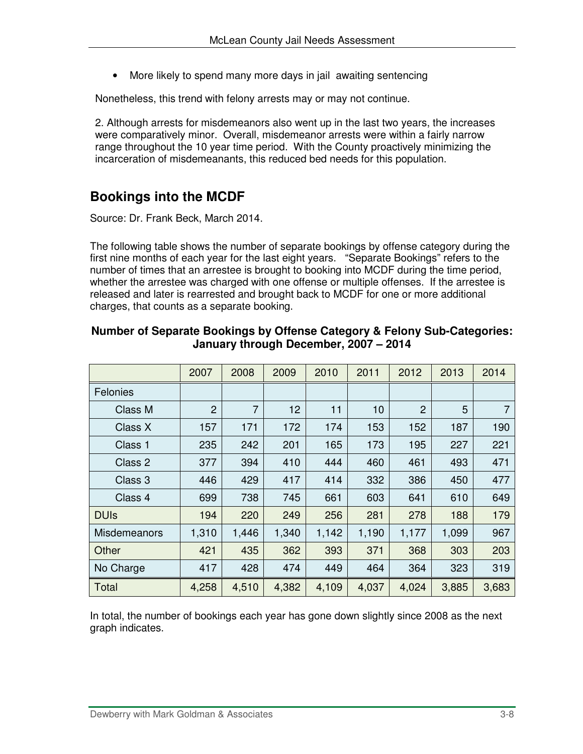- More likely to spend many more days in jail awaiting sentencing

Nonetheless, this trend with felony arrests may or may not continue.

2. Although arrests for misdemeanors also went up in the last two years, the increases were comparatively minor. Overall, misdemeanor arrests were within a fairly narrow range throughout the 10 year time period. With the County proactively minimizing the incarceration of misdemeanants, this reduced bed needs for this population.

## Bookings into the MCDF

Source: Dr. Frank Beck, March 2014.

The following table shows the number of separate bookings by offense category during the first nine months of each year for the last eight years. "Separate Bookings" refers to the number of times that an arrestee is brought to booking into MCDF during the time period, whether the arrestee was charged with one offense or multiple offenses. If the arrestee is released and later is rearrested and brought back to MCDF for one or more additional charges, that counts as a separate booking.

**Number of Separate Bookings by Offense Category & Felony Sub-Categories: January through December, 2007 – 2014**

| | 2007 | 2008 | 2009 | 2010 | 2011 | 2012 | 2013 | 2014 |
|---|---|---|---|---|---|---|---|---|
| Felonies | | | | | | | | |
| Class M | 2 | 7 | 12 | 11 | 10 | 2 | 5 | 7 |
| Class X | 157 | 171 | 172 | 174 | 153 | 152 | 187 | 190 |
| Class 1 | 235 | 242 | 201 | 165 | 173 | 195 | 227 | 221 |
| Class 2 | 377 | 394 | 410 | 444 | 460 | 461 | 493 | 471 |
| Class 3 | 446 | 429 | 417 | 414 | 332 | 386 | 450 | 477 |
| Class 4 | 699 | 738 | 745 | 661 | 603 | 641 | 610 | 649 |
| DUIs | 194 | 220 | 249 | 256 | 281 | 278 | 188 | 179 |
| Misdemeanors | 1,310 | 1,446 | 1,340 | 1,142 | 1,190 | 1,177 | 1,099 | 967 |
| Other | 421 | 435 | 362 | 393 | 371 | 368 | 303 | 203 |
| No Charge | 417 | 428 | 474 | 449 | 464 | 364 | 323 | 319 |
| Total | 4,258 | 4,510 | 4,382 | 4,109 | 4,037 | 4,024 | 3,885 | 3,683 |

In total, the number of bookings each year has gone down slightly since 2008 as the next graph indicates.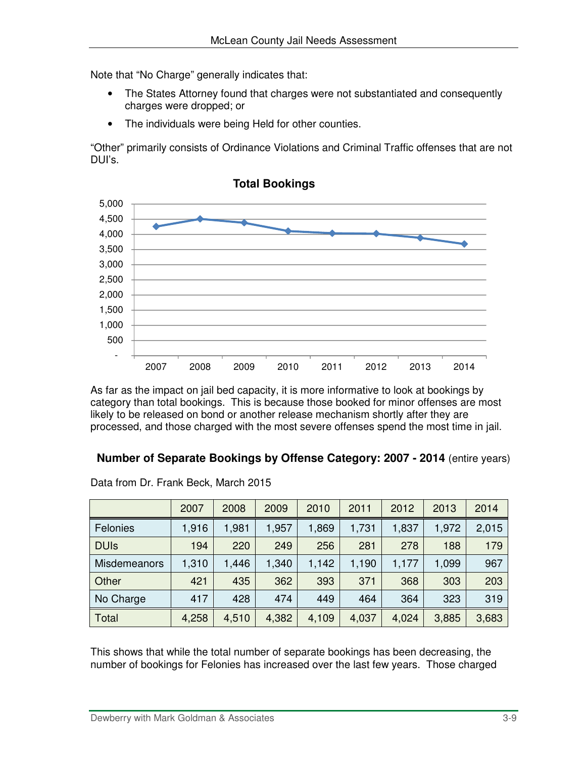Note that “No Charge” generally indicates that:

- The States Attorney found that charges were not substantiated and consequently charges were dropped; or
- The individuals were being Held for other counties.

“Other” primarily consists of Ordinance Violations and Criminal Traffic offenses that are not DUI’s.

**Total Bookings**

As far as the impact on jail bed capacity, it is more informative to look at bookings by category than total bookings. This is because those booked for minor offenses are most likely to be released on bond or another release mechanism shortly after they are processed, and those charged with the most severe offenses spend the most time in jail.

**Number of Separate Bookings by Offense Category: 2007 - 2014** (entire years)

Data from Dr. Frank Beck, March 2015

| | 2007 | 2008 | 2009 | 2010 | 2011 | 2012 | 2013 | 2014 |
|---|---|---|---|---|---|---|---|---|
| Felonies | 1,916 | 1,981 | 1,957 | 1,869 | 1,731 | 1,837 | 1,972 | 2,015 |
| DUIs | 194 | 220 | 249 | 256 | 281 | 278 | 188 | 179 |
| Misdemeanors | 1,310 | 1,446 | 1,340 | 1,142 | 1,190 | 1,177 | 1,099 | 967 |
| Other | 421 | 435 | 362 | 393 | 371 | 368 | 303 | 203 |
| No Charge | 417 | 428 | 474 | 449 | 464 | 364 | 323 | 319 |
| Total | 4,258 | 4,510 | 4,382 | 4,109 | 4,037 | 4,024 | 3,885 | 3,683 |

This shows that while the total number of separate bookings has been decreasing, the number of bookings for Felonies has increased over the last few years. Those charged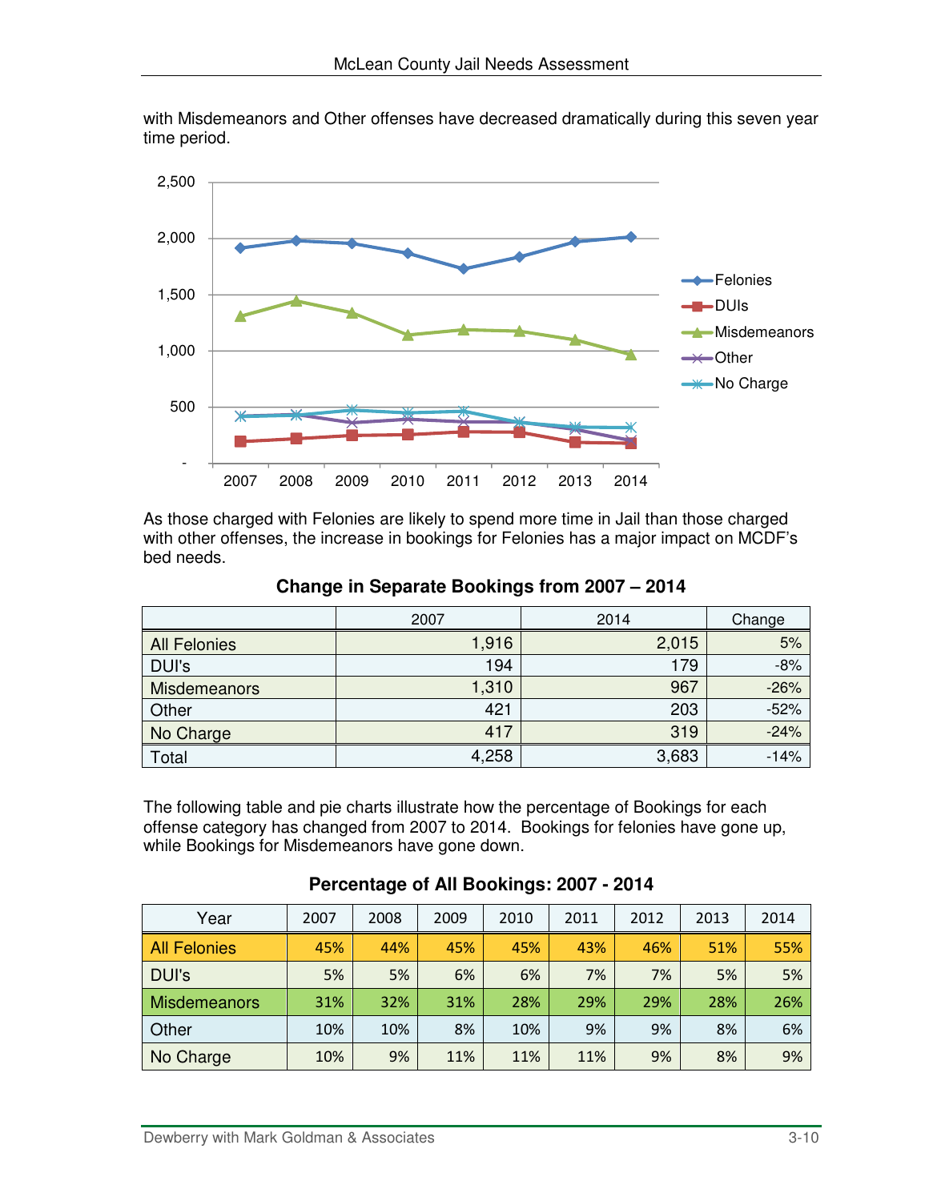with Misdemeanors and Other offenses have decreased dramatically during this seven year time period.

As those charged with Felonies are likely to spend more time in Jail than those charged with other offenses, the increase in bookings for Felonies has a major impact on MCDF's bed needs.

**Change in Separate Bookings from 2007 – 2014**

| | 2007 | 2014 | Change |
|---|---|---|---|
| All Felonies | 1,916 | 2,015 | 5% |
| DUI's | 194 | 179 | -8% |
| Misdemeanors | 1,310 | 967 | -26% |
| Other | 421 | 203 | -52% |
| No Charge | 417 | 319 | -24% |
| Total | 4,258 | 3,683 | -14% |

The following table and pie charts illustrate how the percentage of Bookings for each offense category has changed from 2007 to 2014. Bookings for felonies have gone up, while Bookings for Misdemeanors have gone down.

**Percentage of All Bookings: 2007 - 2014**

| Year | 2007 | 2008 | 2009 | 2010 | 2011 | 2012 | 2013 | 2014 |
|---|---|---|---|---|---|---|---|---|
| All Felonies | 45% | 44% | 45% | 45% | 43% | 46% | 51% | 55% |
| DUI's | 5% | 5% | 6% | 6% | 7% | 7% | 5% | 5% |
| Misdemeanors | 31% | 32% | 31% | 28% | 29% | 29% | 28% | 26% |
| Other | 10% | 10% | 8% | 10% | 9% | 9% | 8% | 6% |
| No Charge | 10% | 9% | 11% | 11% | 11% | 9% | 8% | 9% |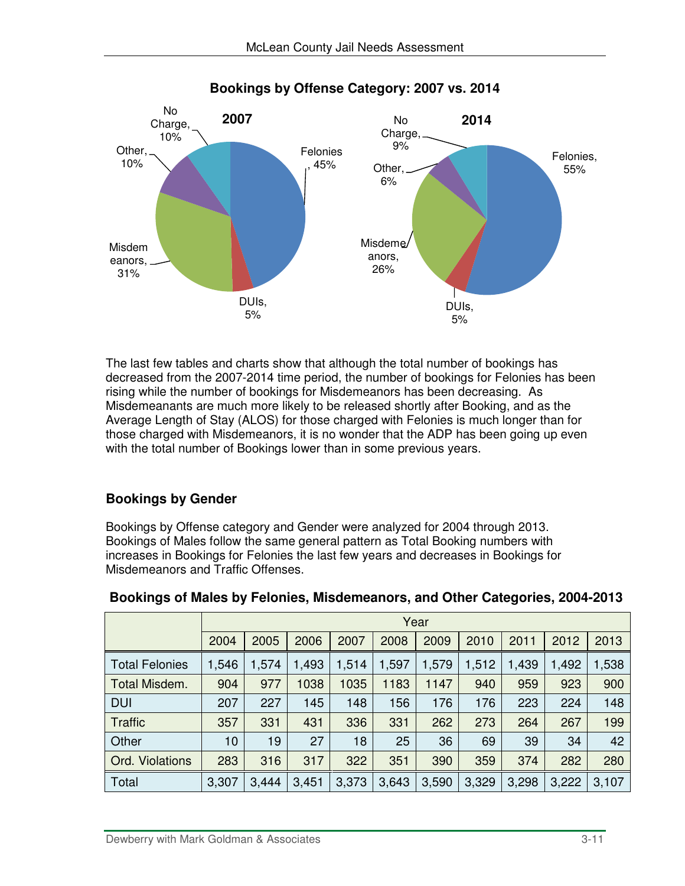**Bookings by Offense Category: 2007 vs. 2014**

The last few tables and charts show that although the total number of bookings has decreased from the 2007-2014 time period, the number of bookings for Felonies has been rising while the number of bookings for Misdemeanors has been decreasing. As Misdemeanants are much more likely to be released shortly after Booking, and as the Average Length of Stay (ALOS) for those charged with Felonies is much longer than for those charged with Misdemeanors, it is no wonder that the ADP has been going up even with the total number of Bookings lower than in some previous years.

## Bookings by Gender

Bookings by Offense category and Gender were analyzed for 2004 through 2013. Bookings of Males follow the same general pattern as Total Booking numbers with increases in Bookings for Felonies the last few years and decreases in Bookings for Misdemeanors and Traffic Offenses.

**Bookings of Males by Felonies, Misdemeanors, and Other Categories, 2004-2013**

| | Year | | | | | | | | | |
|---|---|---|---|---|---|---|---|---|---|---|
| | 2004 | 2005 | 2006 | 2007 | 2008 | 2009 | 2010 | 2011 | 2012 | 2013 |
| Total Felonies | 1,546 | 1,574 | 1,493 | 1,514 | 1,597 | 1,579 | 1,512 | 1,439 | 1,492 | 1,538 |
| Total Misdem. | 904 | 977 | 1038 | 1035 | 1183 | 1147 | 940 | 959 | 923 | 900 |
| DUI | 207 | 227 | 145 | 148 | 156 | 176 | 176 | 223 | 224 | 148 |
| Traffic | 357 | 331 | 431 | 336 | 331 | 262 | 273 | 264 | 267 | 199 |
| Other | 10 | 19 | 27 | 18 | 25 | 36 | 69 | 39 | 34 | 42 |
| Ord. Violations | 283 | 316 | 317 | 322 | 351 | 390 | 359 | 374 | 282 | 280 |
| Total | 3,307 | 3,444 | 3,451 | 3,373 | 3,643 | 3,590 | 3,329 | 3,298 | 3,222 | 3,107 |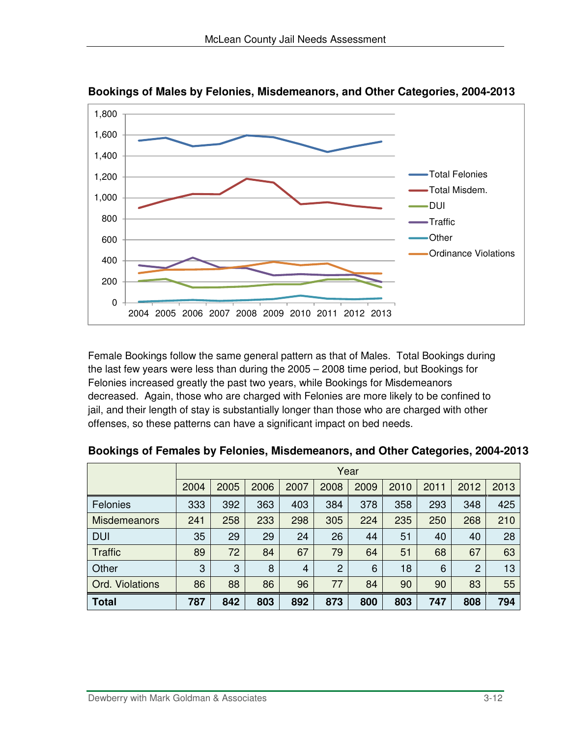### Bookings of Males by Felonies, Misdemeanors, and Other Categories, 2004-2013

Female Bookings follow the same general pattern as that of Males. Total Bookings during the last few years were less than during the 2005 – 2008 time period, but Bookings for Felonies increased greatly the past two years, while Bookings for Misdemeanors decreased. Again, those who are charged with Felonies are more likely to be confined to jail, and their length of stay is substantially longer than those who are charged with other offenses, so these patterns can have a significant impact on bed needs.

### Bookings of Females by Felonies, Misdemeanors, and Other Categories, 2004-2013

| | Year | | | | | | | | | |
|---|---|---|---|---|---|---|---|---|---|---|
| | 2004 | 2005 | 2006 | 2007 | 2008 | 2009 | 2010 | 2011 | 2012 | 2013 |
| Felonies | 333 | 392 | 363 | 403 | 384 | 378 | 358 | 293 | 348 | 425 |
| Misdemeanors | 241 | 258 | 233 | 298 | 305 | 224 | 235 | 250 | 268 | 210 |
| DUI | 35 | 29 | 29 | 24 | 26 | 44 | 51 | 40 | 40 | 28 |
| Traffic | 89 | 72 | 84 | 67 | 79 | 64 | 51 | 68 | 67 | 63 |
| Other | 3 | 3 | 8 | 4 | 2 | 6 | 18 | 6 | 2 | 13 |
| Ord. Violations | 86 | 88 | 86 | 96 | 77 | 84 | 90 | 90 | 83 | 55 |
| **Total** | **787** | **842** | **803** | **892** | **873** | **800** | **803** | **747** | **808** | **794** |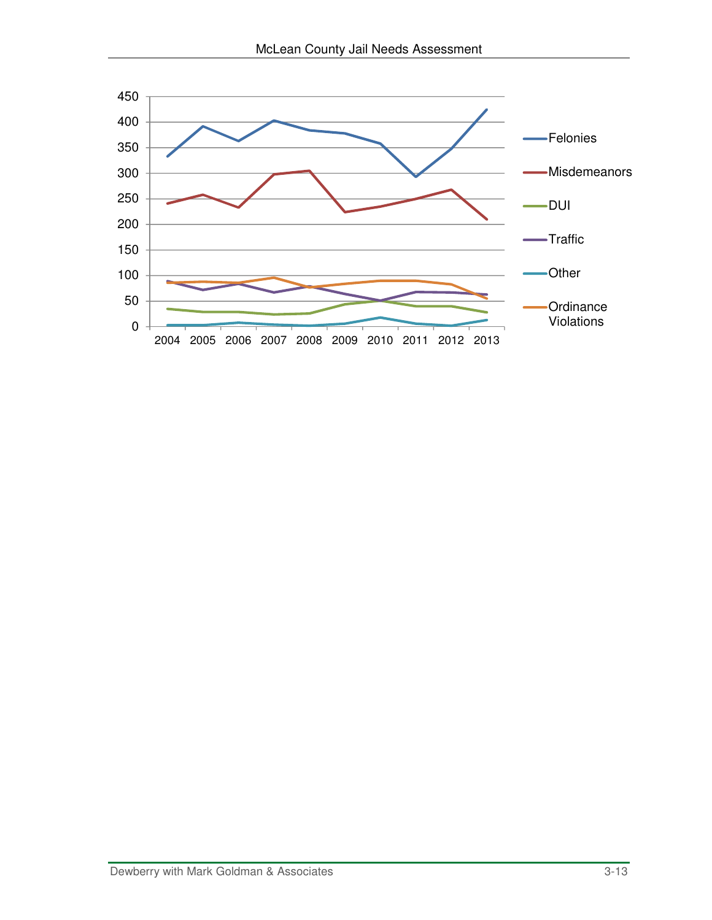| | 2004 | 2005 | 2006 | 2007 | 2008 | 2009 | 2010 | 2011 | 2012 | 2013 |
|---|---|---|---|---|---|---|---|---|---|---|
| Felonies | | | | | | | | | | |
| Misdemeanors | | | | | | | | | | |
| DUI | | | | | | | | | | |
| Traffic | | | | | | | | | | |
| Other | | | | | | | | | | |
| Ordinance Violations | | | | | | | | | | |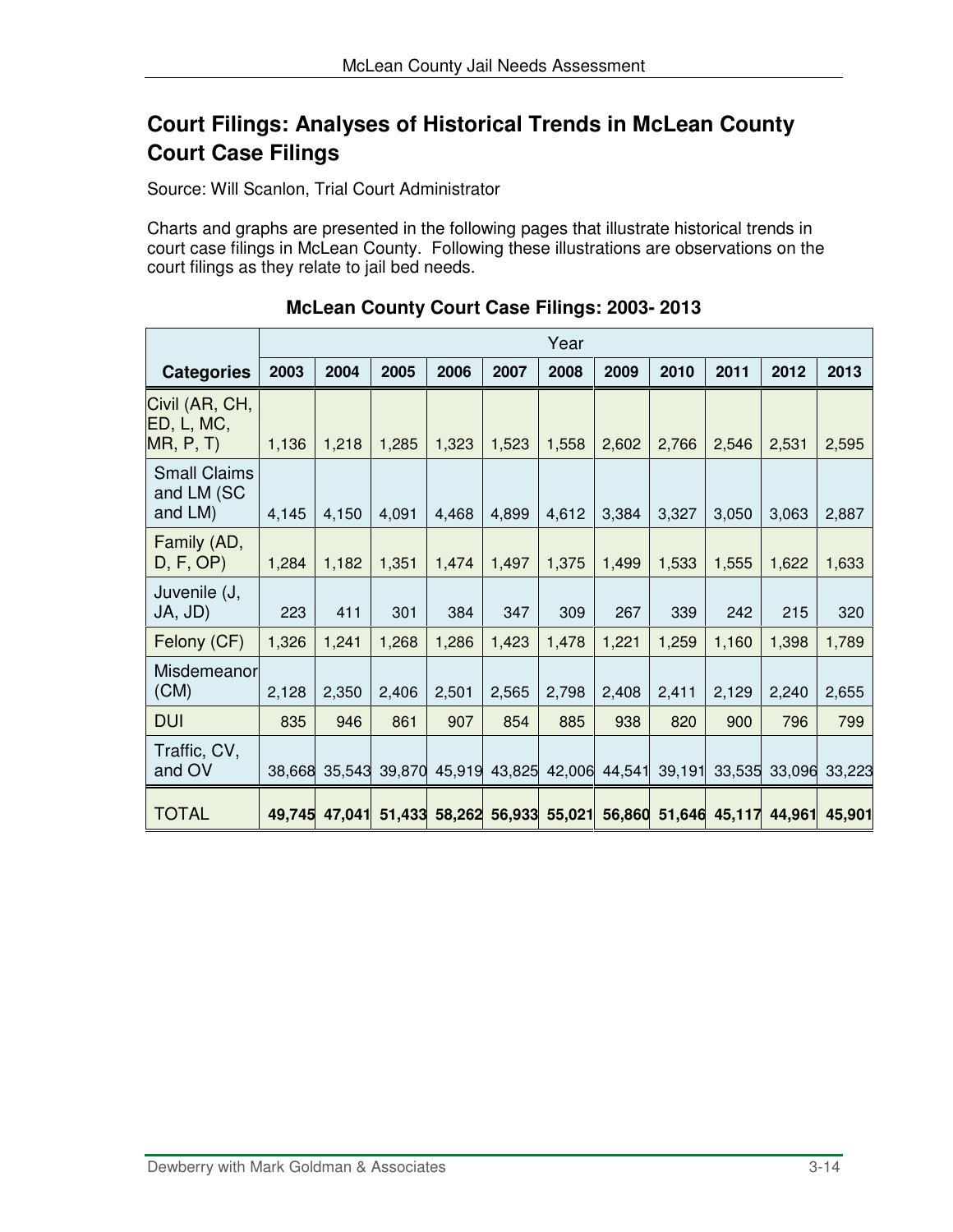## Court Filings: Analyses of Historical Trends in McLean County Court Case Filings

Source: Will Scanlon, Trial Court Administrator

Charts and graphs are presented in the following pages that illustrate historical trends in court case filings in McLean County. Following these illustrations are observations on the court filings as they relate to jail bed needs.

**McLean County Court Case Filings: 2003- 2013**

| | Year | | | | | | | | | | |
|---|---|---|---|---|---|---|---|---|---|---|---|
| **Categories** | **2003** | **2004** | **2005** | **2006** | **2007** | **2008** | **2009** | **2010** | **2011** | **2012** | **2013** |
| Civil (AR, CH, ED, L, MC, MR, P, T) | 1,136 | 1,218 | 1,285 | 1,323 | 1,523 | 1,558 | 2,602 | 2,766 | 2,546 | 2,531 | 2,595 |
| Small Claims and LM (SC and LM) | 4,145 | 4,150 | 4,091 | 4,468 | 4,899 | 4,612 | 3,384 | 3,327 | 3,050 | 3,063 | 2,887 |
| Family (AD, D, F, OP) | 1,284 | 1,182 | 1,351 | 1,474 | 1,497 | 1,375 | 1,499 | 1,533 | 1,555 | 1,622 | 1,633 |
| Juvenile (J, JA, JD) | 223 | 411 | 301 | 384 | 347 | 309 | 267 | 339 | 242 | 215 | 320 |
| Felony (CF) | 1,326 | 1,241 | 1,268 | 1,286 | 1,423 | 1,478 | 1,221 | 1,259 | 1,160 | 1,398 | 1,789 |
| Misdemeanor (CM) | 2,128 | 2,350 | 2,406 | 2,501 | 2,565 | 2,798 | 2,408 | 2,411 | 2,129 | 2,240 | 2,655 |
| DUI | 835 | 946 | 861 | 907 | 854 | 885 | 938 | 820 | 900 | 796 | 799 |
| Traffic, CV, and OV | 38,668 | 35,543 | 39,870 | 45,919 | 43,825 | 42,006 | 44,541 | 39,191 | 33,535 | 33,096 | 33,223 |
| TOTAL | **49,745** | **47,041** | **51,433** | **58,262** | **56,933** | **55,021** | **56,860** | **51,646** | **45,117** | **44,961** | **45,901** |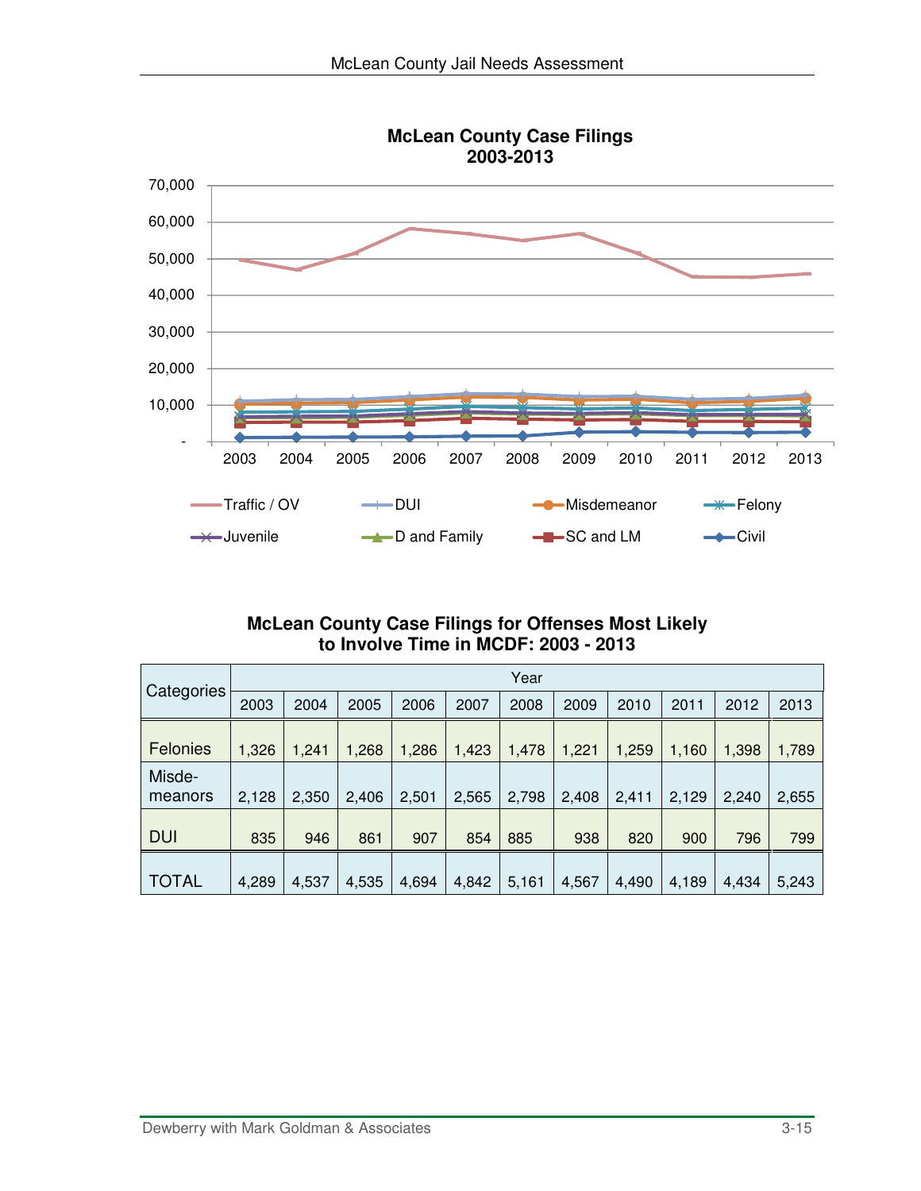**McLean County Case Filings 2003-2013**

70,000
60,000
50,000
40,000
30,000
20,000
10,000
-

2003 2004 2005 2006 2007 2008 2009 2010 2011 2012 2013

Traffic / OV, DUI, Misdemeanor, Felony, Juvenile, D and Family, SC and LM, Civil

**McLean County Case Filings for Offenses Most Likely to Involve Time in MCDF: 2003 - 2013**

| Categories | Year | | | | | | | | | | |
|---|---|---|---|---|---|---|---|---|---|---|---|
| | 2003 | 2004 | 2005 | 2006 | 2007 | 2008 | 2009 | 2010 | 2011 | 2012 | 2013 |
| Felonies | 1,326 | 1,241 | 1,268 | 1,286 | 1,423 | 1,478 | 1,221 | 1,259 | 1,160 | 1,398 | 1,789 |
| Misde-meanors | 2,128 | 2,350 | 2,406 | 2,501 | 2,565 | 2,798 | 2,408 | 2,411 | 2,129 | 2,240 | 2,655 |
| DUI | 835 | 946 | 861 | 907 | 854 | 885 | 938 | 820 | 900 | 796 | 799 |
| TOTAL | 4,289 | 4,537 | 4,535 | 4,694 | 4,842 | 5,161 | 4,567 | 4,490 | 4,189 | 4,434 | 5,243 |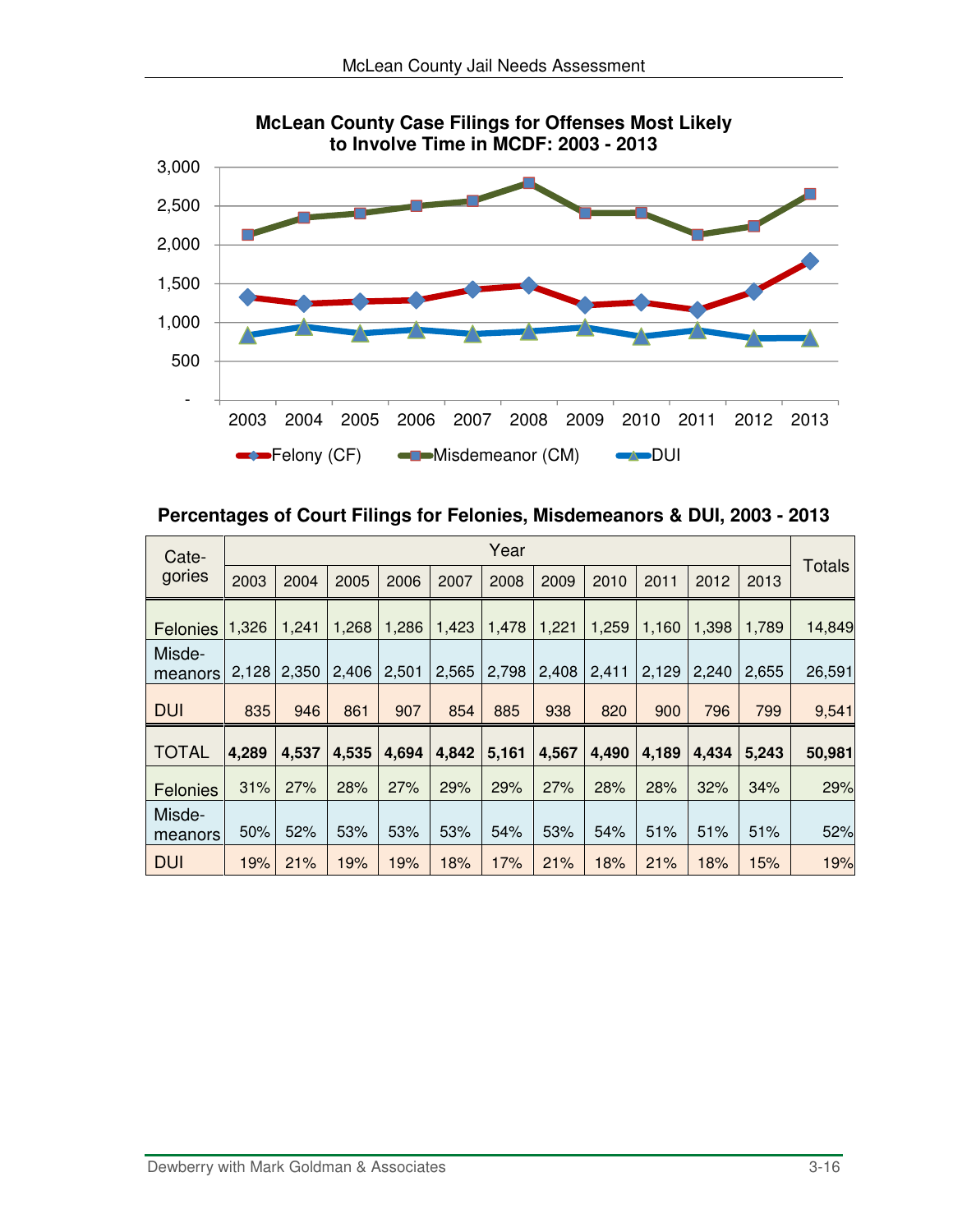**McLean County Case Filings for Offenses Most Likely to Involve Time in MCDF: 2003 - 2013**

**Percentages of Court Filings for Felonies, Misdemeanors & DUI, 2003 - 2013**

| Categories | 2003 | 2004 | 2005 | 2006 | 2007 | 2008 | 2009 | 2010 | 2011 | 2012 | 2013 | Totals |
|---|---|---|---|---|---|---|---|---|---|---|---|---|
| Felonies | 1,326 | 1,241 | 1,268 | 1,286 | 1,423 | 1,478 | 1,221 | 1,259 | 1,160 | 1,398 | 1,789 | 14,849 |
| Misdemeanors | 2,128 | 2,350 | 2,406 | 2,501 | 2,565 | 2,798 | 2,408 | 2,411 | 2,129 | 2,240 | 2,655 | 26,591 |
| DUI | 835 | 946 | 861 | 907 | 854 | 885 | 938 | 820 | 900 | 796 | 799 | 9,541 |
| **TOTAL** | **4,289** | **4,537** | **4,535** | **4,694** | **4,842** | **5,161** | **4,567** | **4,490** | **4,189** | **4,434** | **5,243** | **50,981** |
| Felonies | 31% | 27% | 28% | 27% | 29% | 29% | 27% | 28% | 28% | 32% | 34% | 29% |
| Misdemeanors | 50% | 52% | 53% | 53% | 53% | 54% | 53% | 54% | 51% | 51% | 51% | 52% |
| DUI | 19% | 21% | 19% | 19% | 18% | 17% | 21% | 18% | 21% | 18% | 15% | 19% |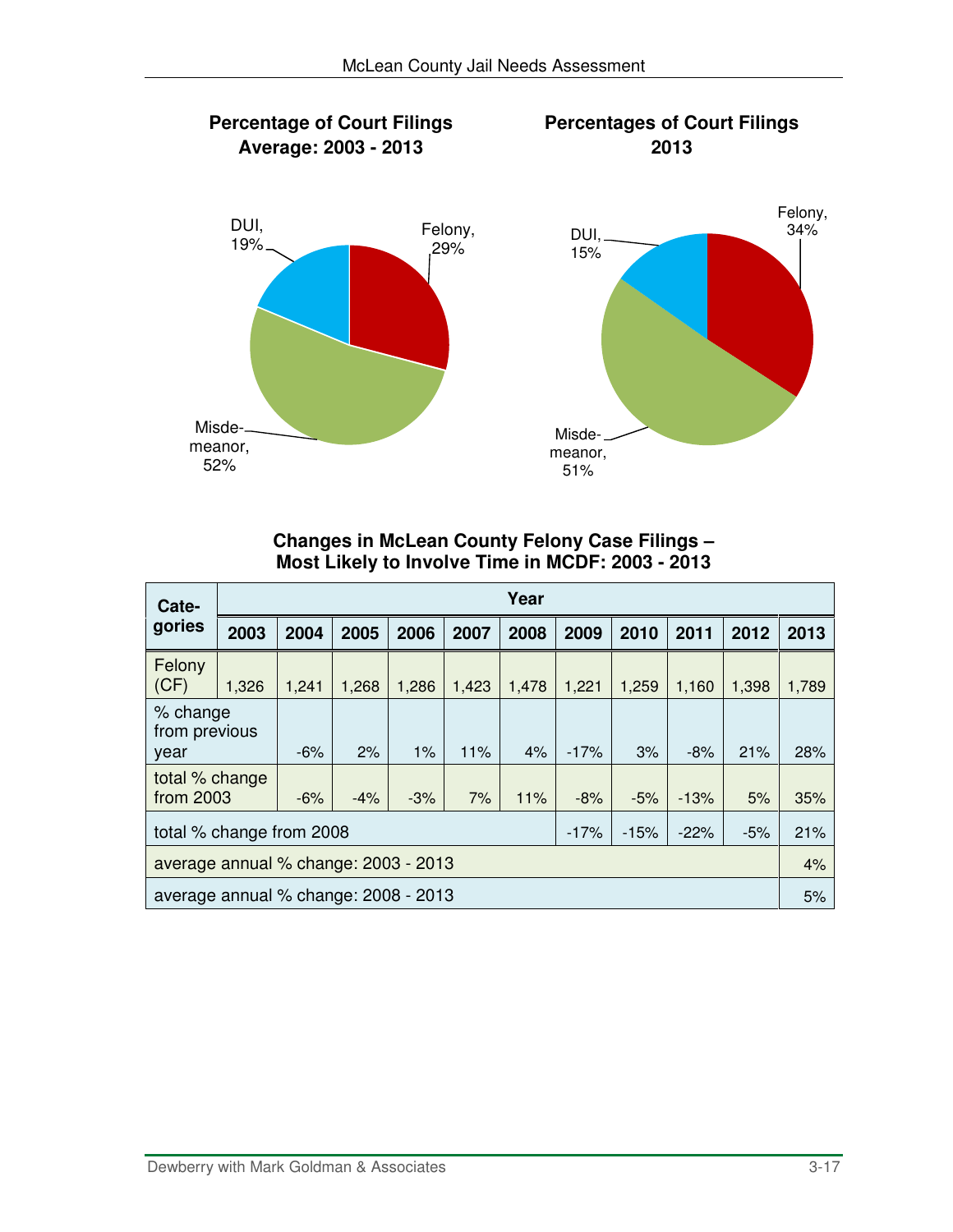**Percentage of Court Filings Average: 2003 - 2013**

DUI, 19%

Felony, 29%

Misde-meanor, 52%

**Percentages of Court Filings 2013**

DUI, 15%

Felony, 34%

Misde-meanor, 51%

**Changes in McLean County Felony Case Filings – Most Likely to Involve Time in MCDF: 2003 - 2013**

| Cate-gories | Year | | | | | | | | | | |
|---|---|---|---|---|---|---|---|---|---|---|---|
| | **2003** | **2004** | **2005** | **2006** | **2007** | **2008** | **2009** | **2010** | **2011** | **2012** | **2013** |
| Felony (CF) | 1,326 | 1,241 | 1,268 | 1,286 | 1,423 | 1,478 | 1,221 | 1,259 | 1,160 | 1,398 | 1,789 |
| % change from previous year | | -6% | 2% | 1% | 11% | 4% | -17% | 3% | -8% | 21% | 28% |
| total % change from 2003 | | -6% | -4% | -3% | 7% | 11% | -8% | -5% | -13% | 5% | 35% |
| total % change from 2008 | | | | | | | -17% | -15% | -22% | -5% | 21% |
| average annual % change: 2003 - 2013 | | | | | | | | | | | 4% |
| average annual % change: 2008 - 2013 | | | | | | | | | | | 5% |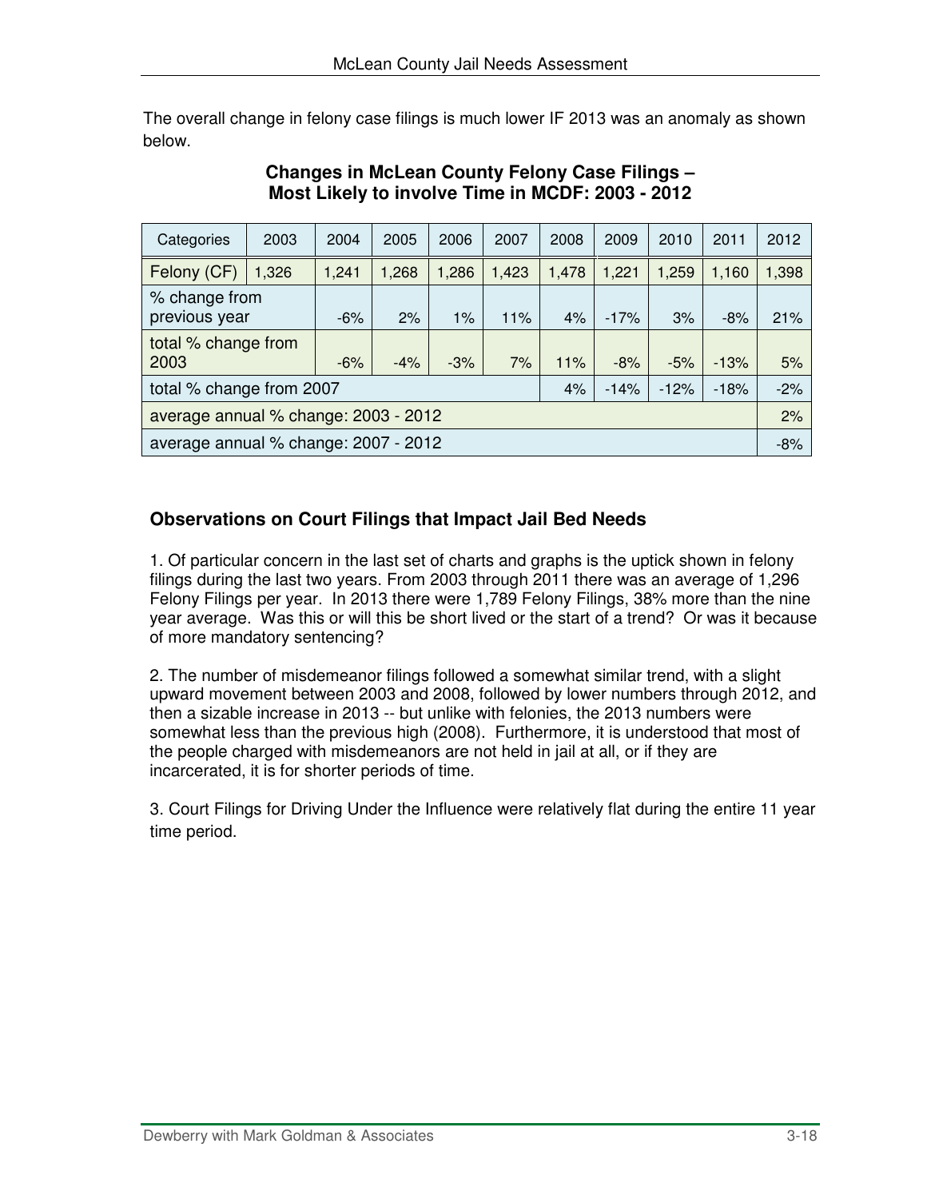The overall change in felony case filings is much lower IF 2013 was an anomaly as shown below.

**Changes in McLean County Felony Case Filings – Most Likely to involve Time in MCDF: 2003 - 2012**

| Categories | 2003 | 2004 | 2005 | 2006 | 2007 | 2008 | 2009 | 2010 | 2011 | 2012 |
|---|---|---|---|---|---|---|---|---|---|---|
| Felony (CF) | 1,326 | 1,241 | 1,268 | 1,286 | 1,423 | 1,478 | 1,221 | 1,259 | 1,160 | 1,398 |
| % change from previous year | | -6% | 2% | 1% | 11% | 4% | -17% | 3% | -8% | 21% |
| total % change from 2003 | | -6% | -4% | -3% | 7% | 11% | -8% | -5% | -13% | 5% |
| total % change from 2007 | | | | | | 4% | -14% | -12% | -18% | -2% |
| average annual % change: 2003 - 2012 | | | | | | | | | | 2% |
| average annual % change: 2007 - 2012 | | | | | | | | | | -8% |

## Observations on Court Filings that Impact Jail Bed Needs

1. Of particular concern in the last set of charts and graphs is the uptick shown in felony filings during the last two years. From 2003 through 2011 there was an average of 1,296 Felony Filings per year. In 2013 there were 1,789 Felony Filings, 38% more than the nine year average. Was this or will this be short lived or the start of a trend? Or was it because of more mandatory sentencing?

2. The number of misdemeanor filings followed a somewhat similar trend, with a slight upward movement between 2003 and 2008, followed by lower numbers through 2012, and then a sizable increase in 2013 -- but unlike with felonies, the 2013 numbers were somewhat less than the previous high (2008). Furthermore, it is understood that most of the people charged with misdemeanors are not held in jail at all, or if they are incarcerated, it is for shorter periods of time.

3. Court Filings for Driving Under the Influence were relatively flat during the entire 11 year time period.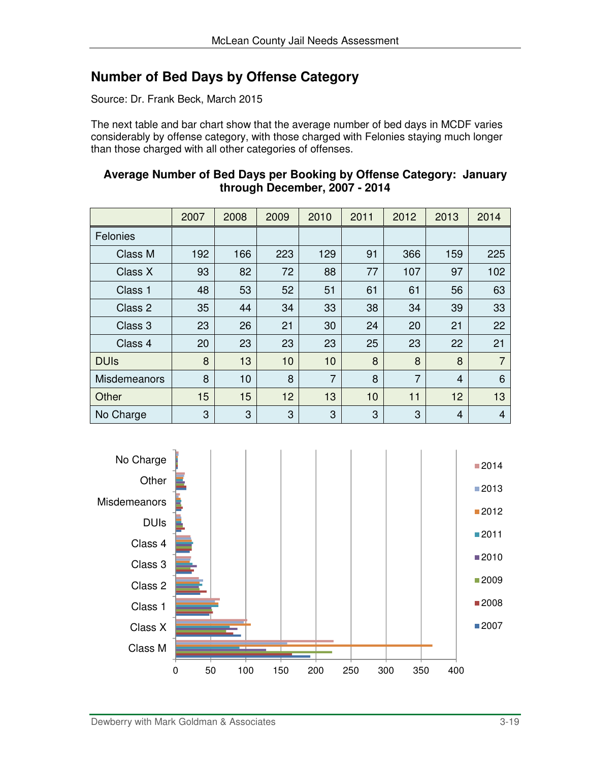## Number of Bed Days by Offense Category

Source: Dr. Frank Beck, March 2015

The next table and bar chart show that the average number of bed days in MCDF varies considerably by offense category, with those charged with Felonies staying much longer than those charged with all other categories of offenses.

**Average Number of Bed Days per Booking by Offense Category: January through December, 2007 - 2014**

| | 2007 | 2008 | 2009 | 2010 | 2011 | 2012 | 2013 | 2014 |
|---|---|---|---|---|---|---|---|---|
| Felonies | | | | | | | | |
| Class M | 192 | 166 | 223 | 129 | 91 | 366 | 159 | 225 |
| Class X | 93 | 82 | 72 | 88 | 77 | 107 | 97 | 102 |
| Class 1 | 48 | 53 | 52 | 51 | 61 | 61 | 56 | 63 |
| Class 2 | 35 | 44 | 34 | 33 | 38 | 34 | 39 | 33 |
| Class 3 | 23 | 26 | 21 | 30 | 24 | 20 | 21 | 22 |
| Class 4 | 20 | 23 | 23 | 23 | 25 | 23 | 22 | 21 |
| DUIs | 8 | 13 | 10 | 10 | 8 | 8 | 8 | 7 |
| Misdemeanors | 8 | 10 | 8 | 7 | 8 | 7 | 4 | 6 |
| Other | 15 | 15 | 12 | 13 | 10 | 11 | 12 | 13 |
| No Charge | 3 | 3 | 3 | 3 | 3 | 3 | 4 | 4 |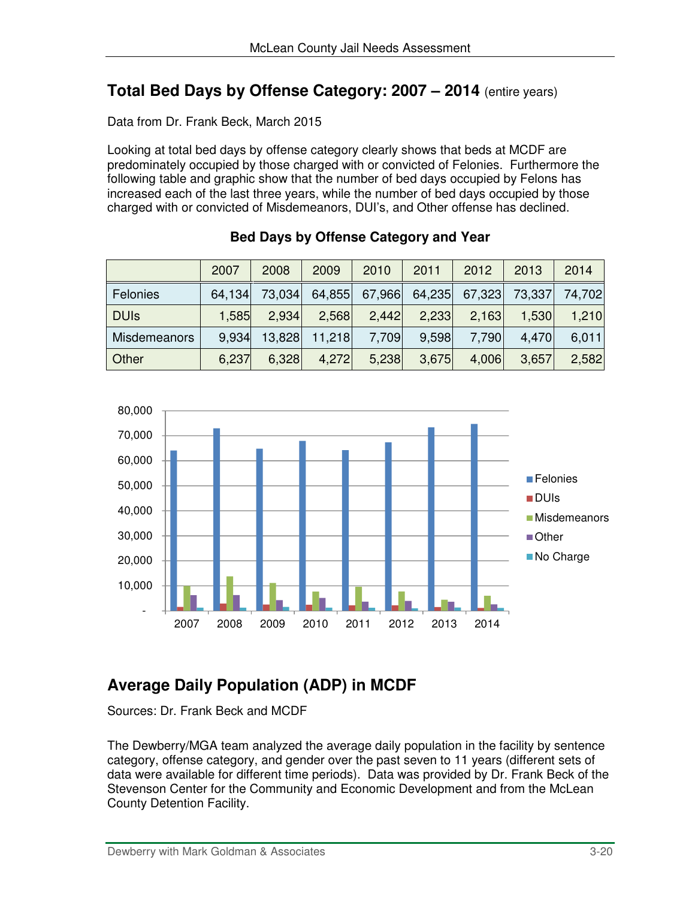## Total Bed Days by Offense Category: 2007 – 2014 (entire years)

Data from Dr. Frank Beck, March 2015

Looking at total bed days by offense category clearly shows that beds at MCDF are predominately occupied by those charged with or convicted of Felonies. Furthermore the following table and graphic show that the number of bed days occupied by Felons has increased each of the last three years, while the number of bed days occupied by those charged with or convicted of Misdemeanors, DUI's, and Other offense has declined.

**Bed Days by Offense Category and Year**

| | 2007 | 2008 | 2009 | 2010 | 2011 | 2012 | 2013 | 2014 |
|---|---|---|---|---|---|---|---|---|
| Felonies | 64,134 | 73,034 | 64,855 | 67,966 | 64,235 | 67,323 | 73,337 | 74,702 |
| DUIs | 1,585 | 2,934 | 2,568 | 2,442 | 2,233 | 2,163 | 1,530 | 1,210 |
| Misdemeanors | 9,934 | 13,828 | 11,218 | 7,709 | 9,598 | 7,790 | 4,470 | 6,011 |
| Other | 6,237 | 6,328 | 4,272 | 5,238 | 3,675 | 4,006 | 3,657 | 2,582 |

## Average Daily Population (ADP) in MCDF

Sources: Dr. Frank Beck and MCDF

The Dewberry/MGA team analyzed the average daily population in the facility by sentence category, offense category, and gender over the past seven to 11 years (different sets of data were available for different time periods). Data was provided by Dr. Frank Beck of the Stevenson Center for the Community and Economic Development and from the McLean County Detention Facility.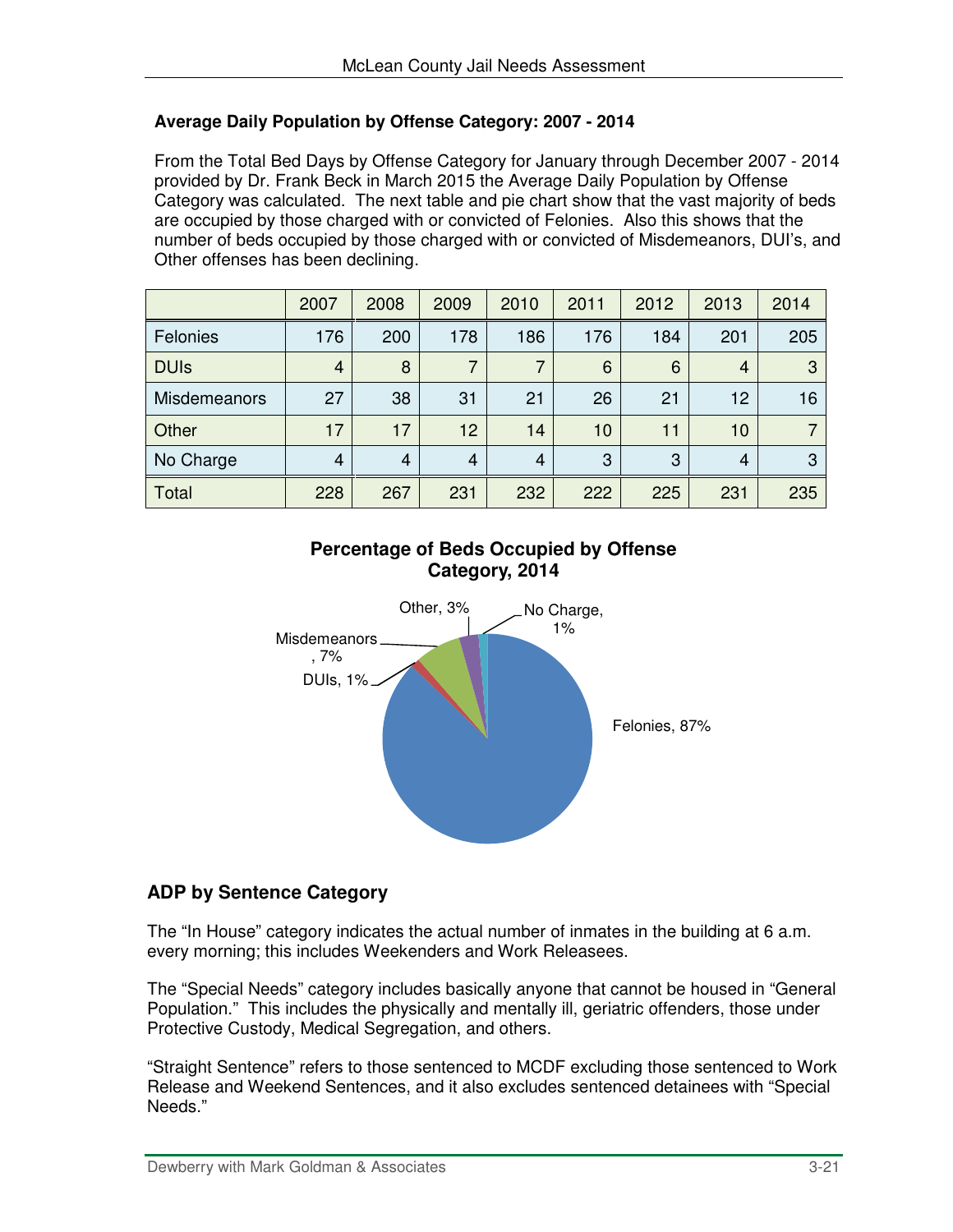### Average Daily Population by Offense Category: 2007 - 2014

From the Total Bed Days by Offense Category for January through December 2007 - 2014 provided by Dr. Frank Beck in March 2015 the Average Daily Population by Offense Category was calculated. The next table and pie chart show that the vast majority of beds are occupied by those charged with or convicted of Felonies. Also this shows that the number of beds occupied by those charged with or convicted of Misdemeanors, DUI's, and Other offenses has been declining.

| | 2007 | 2008 | 2009 | 2010 | 2011 | 2012 | 2013 | 2014 |
|---|---|---|---|---|---|---|---|---|
| Felonies | 176 | 200 | 178 | 186 | 176 | 184 | 201 | 205 |
| DUIs | 4 | 8 | 7 | 7 | 6 | 6 | 4 | 3 |
| Misdemeanors | 27 | 38 | 31 | 21 | 26 | 21 | 12 | 16 |
| Other | 17 | 17 | 12 | 14 | 10 | 11 | 10 | 7 |
| No Charge | 4 | 4 | 4 | 4 | 3 | 3 | 4 | 3 |
| Total | 228 | 267 | 231 | 232 | 222 | 225 | 231 | 235 |

**Percentage of Beds Occupied by Offense Category, 2014**

Felonies, 87%; Misdemeanors, 7%; Other, 3%; DUIs, 1%; No Charge, 1%

## ADP by Sentence Category

The "In House" category indicates the actual number of inmates in the building at 6 a.m. every morning; this includes Weekenders and Work Releasees.

The "Special Needs" category includes basically anyone that cannot be housed in "General Population." This includes the physically and mentally ill, geriatric offenders, those under Protective Custody, Medical Segregation, and others.

"Straight Sentence" refers to those sentenced to MCDF excluding those sentenced to Work Release and Weekend Sentences, and it also excludes sentenced detainees with "Special Needs."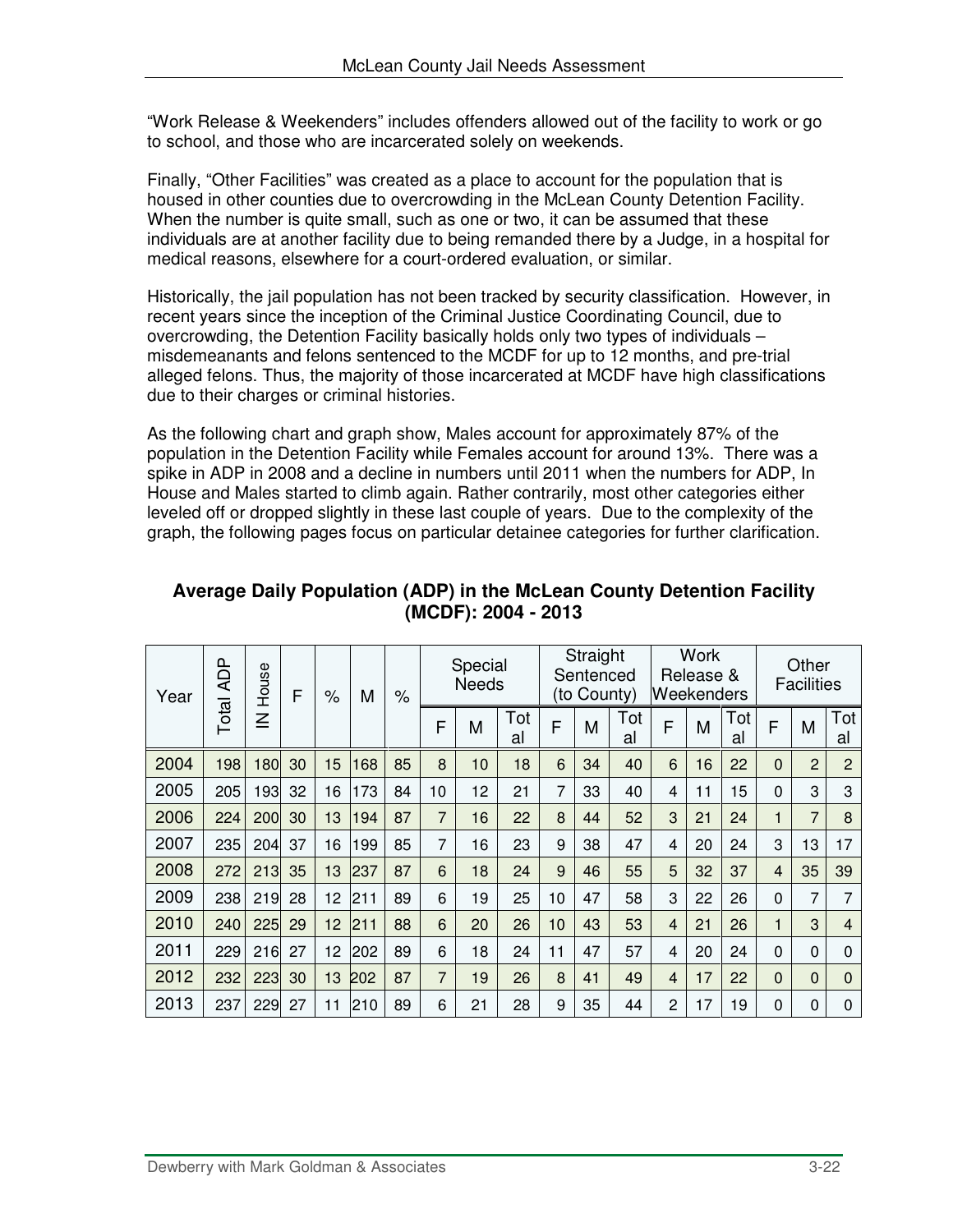"Work Release & Weekenders" includes offenders allowed out of the facility to work or go to school, and those who are incarcerated solely on weekends.

Finally, "Other Facilities" was created as a place to account for the population that is housed in other counties due to overcrowding in the McLean County Detention Facility. When the number is quite small, such as one or two, it can be assumed that these individuals are at another facility due to being remanded there by a Judge, in a hospital for medical reasons, elsewhere for a court-ordered evaluation, or similar.

Historically, the jail population has not been tracked by security classification. However, in recent years since the inception of the Criminal Justice Coordinating Council, due to overcrowding, the Detention Facility basically holds only two types of individuals – misdemeanants and felons sentenced to the MCDF for up to 12 months, and pre-trial alleged felons. Thus, the majority of those incarcerated at MCDF have high classifications due to their charges or criminal histories.

As the following chart and graph show, Males account for approximately 87% of the population in the Detention Facility while Females account for around 13%. There was a spike in ADP in 2008 and a decline in numbers until 2011 when the numbers for ADP, In House and Males started to climb again. Rather contrarily, most other categories either leveled off or dropped slightly in these last couple of years. Due to the complexity of the graph, the following pages focus on particular detainee categories for further clarification.

**Average Daily Population (ADP) in the McLean County Detention Facility (MCDF): 2004 - 2013**

| Year | Total ADP | IN House | F | % | M | % | Special Needs | | | Straight Sentenced (to County) | | | Work Release & Weekenders | | | Other Facilities | | |
|---|---|---|---|---|---|---|---|---|---|---|---|---|---|---|---|---|---|---|
| | | | | | | | F | M | Total | F | M | Total | F | M | Total | F | M | Total |
| 2004 | 198 | 180 | 30 | 15 | 168 | 85 | 8 | 10 | 18 | 6 | 34 | 40 | 6 | 16 | 22 | 0 | 2 | 2 |
| 2005 | 205 | 193 | 32 | 16 | 173 | 84 | 10 | 12 | 21 | 7 | 33 | 40 | 4 | 11 | 15 | 0 | 3 | 3 |
| 2006 | 224 | 200 | 30 | 13 | 194 | 87 | 7 | 16 | 22 | 8 | 44 | 52 | 3 | 21 | 24 | 1 | 7 | 8 |
| 2007 | 235 | 204 | 37 | 16 | 199 | 85 | 7 | 16 | 23 | 9 | 38 | 47 | 4 | 20 | 24 | 3 | 13 | 17 |
| 2008 | 272 | 213 | 35 | 13 | 237 | 87 | 6 | 18 | 24 | 9 | 46 | 55 | 5 | 32 | 37 | 4 | 35 | 39 |
| 2009 | 238 | 219 | 28 | 12 | 211 | 89 | 6 | 19 | 25 | 10 | 47 | 58 | 3 | 22 | 26 | 0 | 7 | 7 |
| 2010 | 240 | 225 | 29 | 12 | 211 | 88 | 6 | 20 | 26 | 10 | 43 | 53 | 4 | 21 | 26 | 1 | 3 | 4 |
| 2011 | 229 | 216 | 27 | 12 | 202 | 89 | 6 | 18 | 24 | 11 | 47 | 57 | 4 | 20 | 24 | 0 | 0 | 0 |
| 2012 | 232 | 223 | 30 | 13 | 202 | 87 | 7 | 19 | 26 | 8 | 41 | 49 | 4 | 17 | 22 | 0 | 0 | 0 |
| 2013 | 237 | 229 | 27 | 11 | 210 | 89 | 6 | 21 | 28 | 9 | 35 | 44 | 2 | 17 | 19 | 0 | 0 | 0 |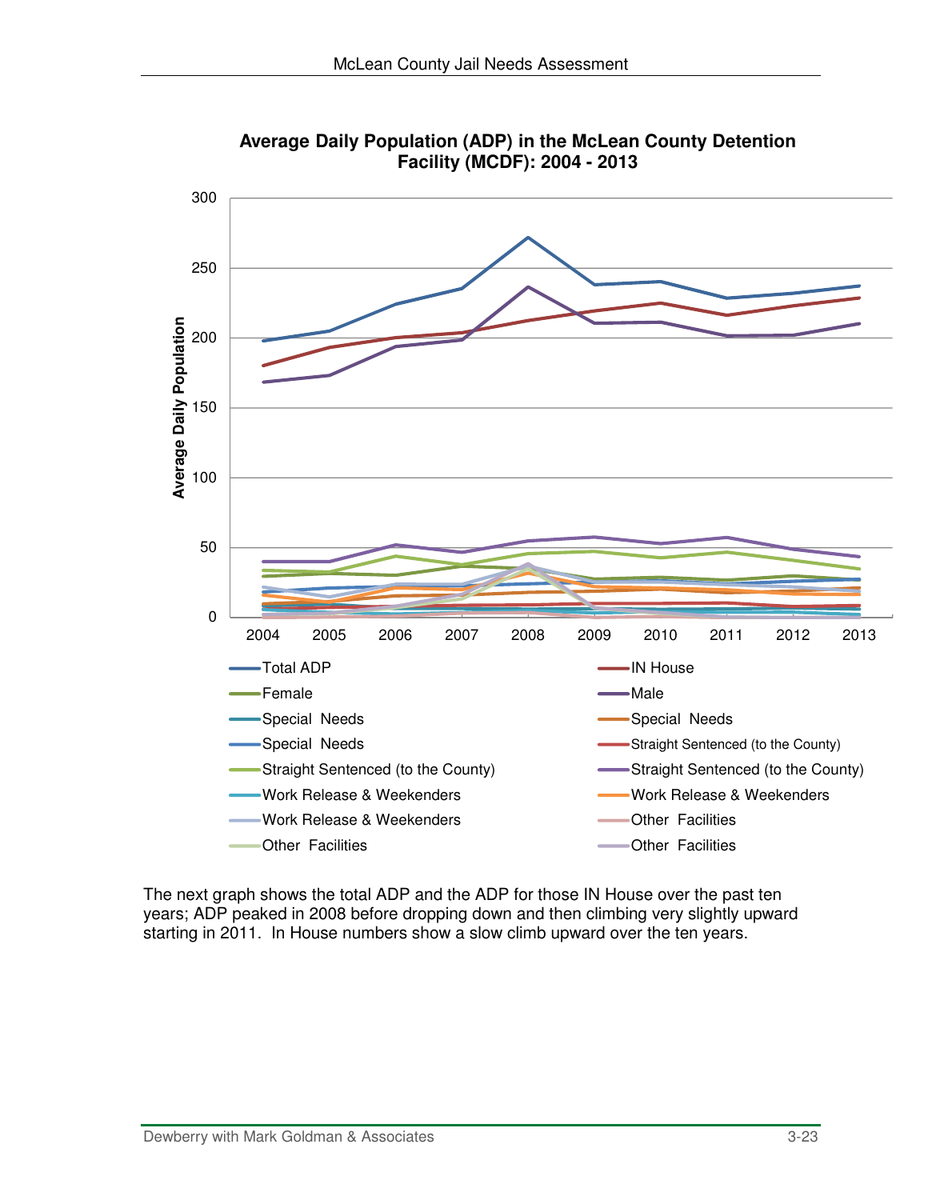**Average Daily Population (ADP) in the McLean County Detention Facility (MCDF): 2004 - 2013**

Average Daily Population

300
250
200
150
100
50
0

2004 2005 2006 2007 2008 2009 2010 2011 2012 2013

- Total ADP
- IN House
- Female
- Male
- Special Needs
- Special Needs
- Special Needs
- Straight Sentenced (to the County)
- Straight Sentenced (to the County)
- Straight Sentenced (to the County)
- Work Release & Weekenders
- Work Release & Weekenders
- Work Release & Weekenders
- Other Facilities
- Other Facilities
- Other Facilities

The next graph shows the total ADP and the ADP for those IN House over the past ten years; ADP peaked in 2008 before dropping down and then climbing very slightly upward starting in 2011. In House numbers show a slow climb upward over the ten years.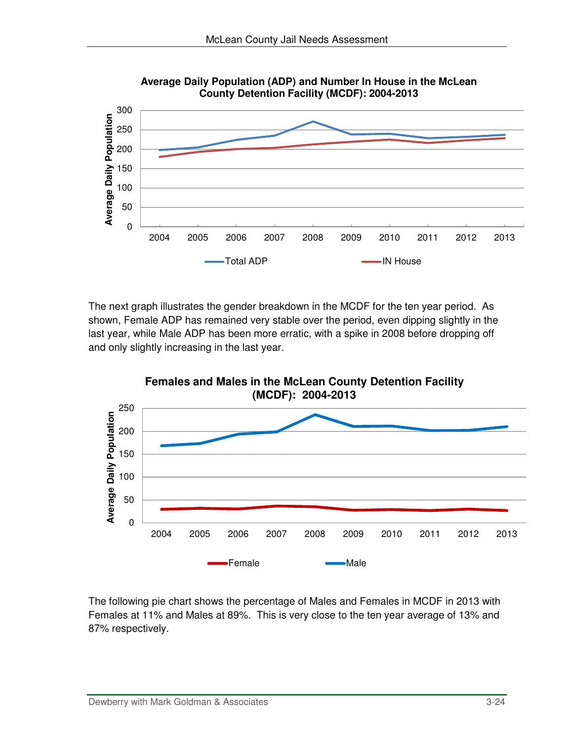**Average Daily Population (ADP) and Number In House in the McLean County Detention Facility (MCDF): 2004-2013**

The next graph illustrates the gender breakdown in the MCDF for the ten year period. As shown, Female ADP has remained very stable over the period, even dipping slightly in the last year, while Male ADP has been more erratic, with a spike in 2008 before dropping off and only slightly increasing in the last year.

**Females and Males in the McLean County Detention Facility (MCDF): 2004-2013**

The following pie chart shows the percentage of Males and Females in MCDF in 2013 with Females at 11% and Males at 89%. This is very close to the ten year average of 13% and 87% respectively.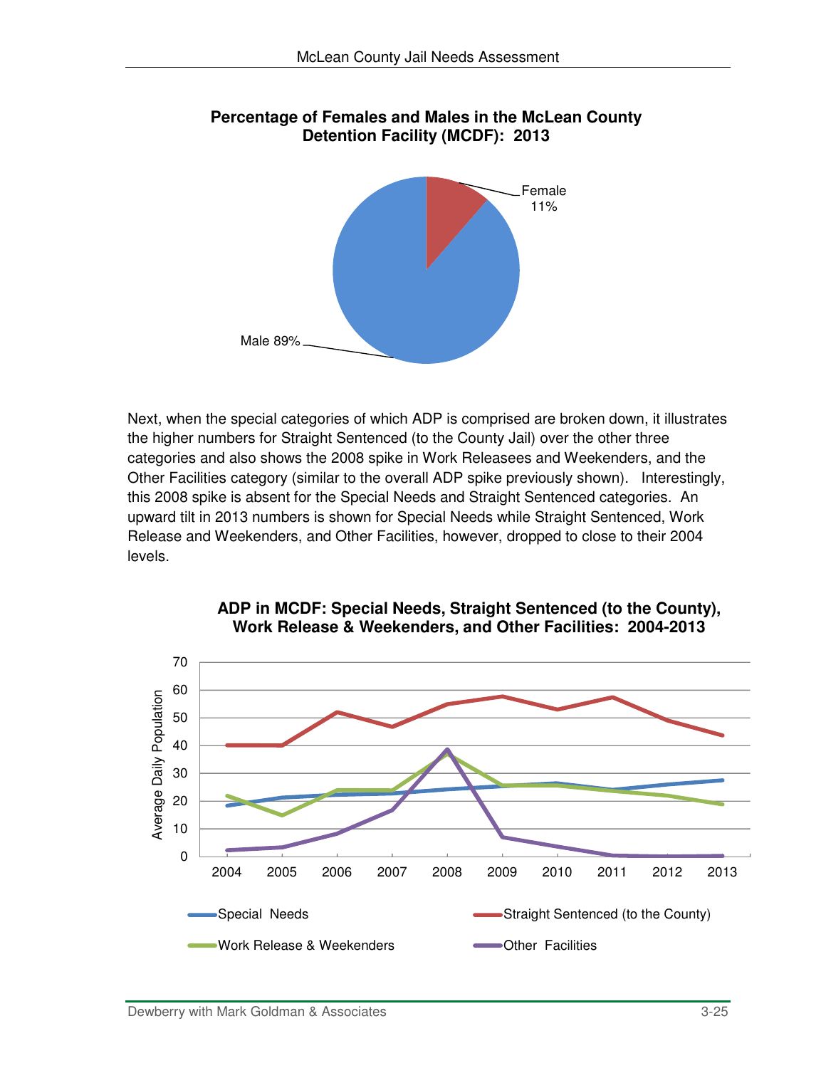**Percentage of Females and Males in the McLean County Detention Facility (MCDF): 2013**

Female 11%

Male 89%

Next, when the special categories of which ADP is comprised are broken down, it illustrates the higher numbers for Straight Sentenced (to the County Jail) over the other three categories and also shows the 2008 spike in Work Releasees and Weekenders, and the Other Facilities category (similar to the overall ADP spike previously shown). Interestingly, this 2008 spike is absent for the Special Needs and Straight Sentenced categories. An upward tilt in 2013 numbers is shown for Special Needs while Straight Sentenced, Work Release and Weekenders, and Other Facilities, however, dropped to close to their 2004 levels.

**ADP in MCDF: Special Needs, Straight Sentenced (to the County), Work Release & Weekenders, and Other Facilities: 2004-2013**

Average Daily Population

70
60
50
40
30
20
10
0

2004 2005 2006 2007 2008 2009 2010 2011 2012 2013

Special Needs
Straight Sentenced (to the County)
Work Release & Weekenders
Other Facilities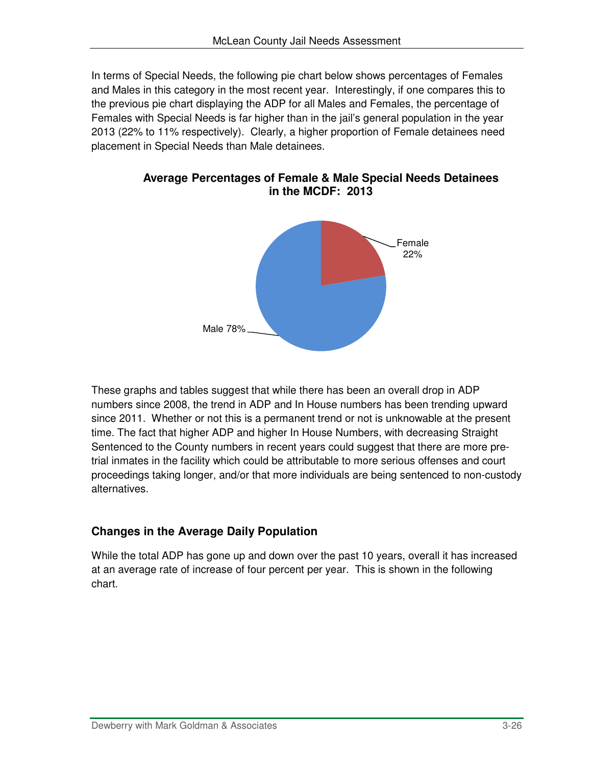In terms of Special Needs, the following pie chart below shows percentages of Females and Males in this category in the most recent year. Interestingly, if one compares this to the previous pie chart displaying the ADP for all Males and Females, the percentage of Females with Special Needs is far higher than in the jail's general population in the year 2013 (22% to 11% respectively). Clearly, a higher proportion of Female detainees need placement in Special Needs than Male detainees.

**Average Percentages of Female & Male Special Needs Detainees in the MCDF: 2013**

Female 22%

Male 78%

These graphs and tables suggest that while there has been an overall drop in ADP numbers since 2008, the trend in ADP and In House numbers has been trending upward since 2011. Whether or not this is a permanent trend or not is unknowable at the present time. The fact that higher ADP and higher In House Numbers, with decreasing Straight Sentenced to the County numbers in recent years could suggest that there are more pre-trial inmates in the facility which could be attributable to more serious offenses and court proceedings taking longer, and/or that more individuals are being sentenced to non-custody alternatives.

## Changes in the Average Daily Population

While the total ADP has gone up and down over the past 10 years, overall it has increased at an average rate of increase of four percent per year. This is shown in the following chart.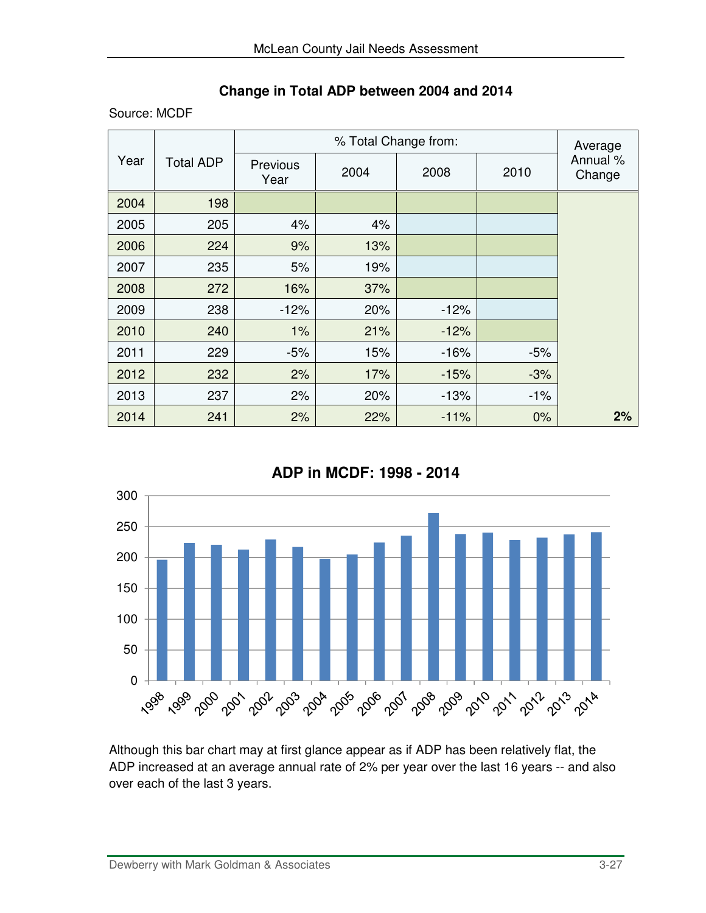**Change in Total ADP between 2004 and 2014**

Source: MCDF

| Year | Total ADP | % Total Change from: | | | | Average Annual % Change |
|---|---|---|---|---|---|---|
| | | Previous Year | 2004 | 2008 | 2010 | |
| 2004 | 198 | | | | | |
| 2005 | 205 | 4% | 4% | | | |
| 2006 | 224 | 9% | 13% | | | |
| 2007 | 235 | 5% | 19% | | | |
| 2008 | 272 | 16% | 37% | | | |
| 2009 | 238 | -12% | 20% | -12% | | |
| 2010 | 240 | 1% | 21% | -12% | | |
| 2011 | 229 | -5% | 15% | -16% | -5% | |
| 2012 | 232 | 2% | 17% | -15% | -3% | |
| 2013 | 237 | 2% | 20% | -13% | -1% | |
| 2014 | 241 | 2% | 22% | -11% | 0% | **2%** |

**ADP in MCDF: 1998 - 2014**

Although this bar chart may at first glance appear as if ADP has been relatively flat, the ADP increased at an average annual rate of 2% per year over the last 16 years -- and also over each of the last 3 years.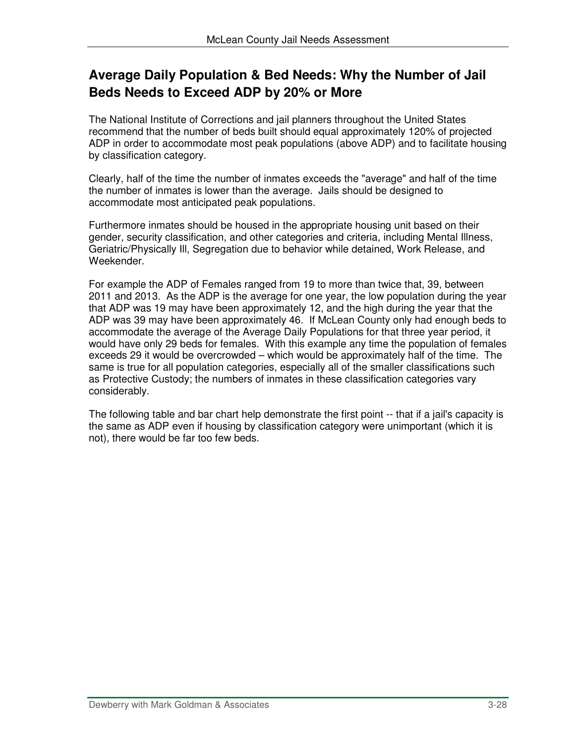## Average Daily Population & Bed Needs: Why the Number of Jail Beds Needs to Exceed ADP by 20% or More

The National Institute of Corrections and jail planners throughout the United States recommend that the number of beds built should equal approximately 120% of projected ADP in order to accommodate most peak populations (above ADP) and to facilitate housing by classification category.

Clearly, half of the time the number of inmates exceeds the "average" and half of the time the number of inmates is lower than the average. Jails should be designed to accommodate most anticipated peak populations.

Furthermore inmates should be housed in the appropriate housing unit based on their gender, security classification, and other categories and criteria, including Mental Illness, Geriatric/Physically Ill, Segregation due to behavior while detained, Work Release, and Weekender.

For example the ADP of Females ranged from 19 to more than twice that, 39, between 2011 and 2013. As the ADP is the average for one year, the low population during the year that ADP was 19 may have been approximately 12, and the high during the year that the ADP was 39 may have been approximately 46. If McLean County only had enough beds to accommodate the average of the Average Daily Populations for that three year period, it would have only 29 beds for females. With this example any time the population of females exceeds 29 it would be overcrowded – which would be approximately half of the time. The same is true for all population categories, especially all of the smaller classifications such as Protective Custody; the numbers of inmates in these classification categories vary considerably.

The following table and bar chart help demonstrate the first point -- that if a jail's capacity is the same as ADP even if housing by classification category were unimportant (which it is not), there would be far too few beds.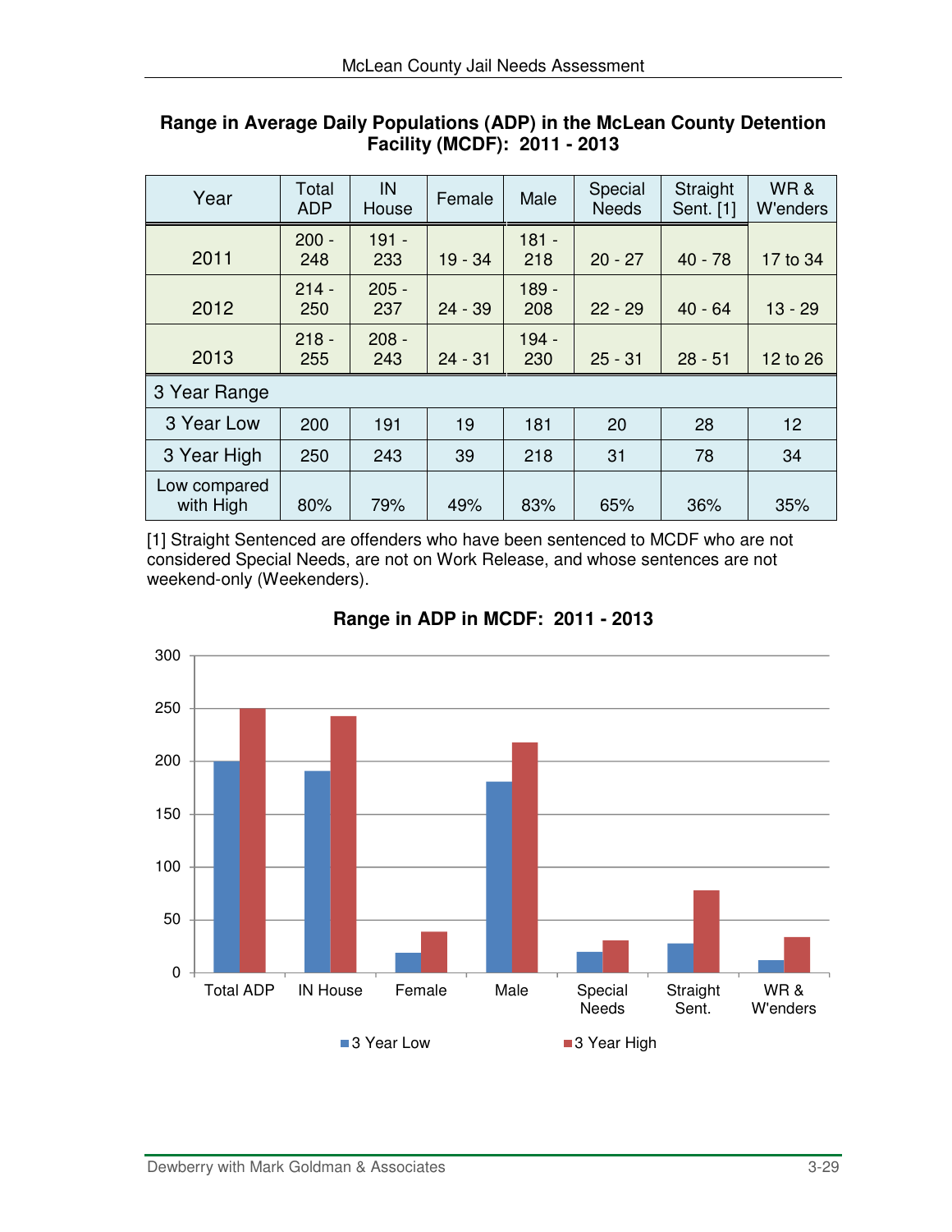**Range in Average Daily Populations (ADP) in the McLean County Detention Facility (MCDF): 2011 - 2013**

| Year | Total ADP | IN House | Female | Male | Special Needs | Straight Sent. [1] | WR & W'enders |
|---|---|---|---|---|---|---|---|
| 2011 | 200 - 248 | 191 - 233 | 19 - 34 | 181 - 218 | 20 - 27 | 40 - 78 | 17 to 34 |
| 2012 | 214 - 250 | 205 - 237 | 24 - 39 | 189 - 208 | 22 - 29 | 40 - 64 | 13 - 29 |
| 2013 | 218 - 255 | 208 - 243 | 24 - 31 | 194 - 230 | 25 - 31 | 28 - 51 | 12 to 26 |
| 3 Year Range | | | | | | | |
| 3 Year Low | 200 | 191 | 19 | 181 | 20 | 28 | 12 |
| 3 Year High | 250 | 243 | 39 | 218 | 31 | 78 | 34 |
| Low compared with High | 80% | 79% | 49% | 83% | 65% | 36% | 35% |

[1] Straight Sentenced are offenders who have been sentenced to MCDF who are not considered Special Needs, are not on Work Release, and whose sentences are not weekend-only (Weekenders).

**Range in ADP in MCDF: 2011 - 2013**

| | Total ADP | IN House | Female | Male | Special Needs | Straight Sent. | WR & W'enders |
|---|---|---|---|---|---|---|---|
| 3 Year Low | 200 | 191 | 19 | 181 | 20 | 28 | 12 |
| 3 Year High | 250 | 243 | 39 | 218 | 31 | 78 | 34 |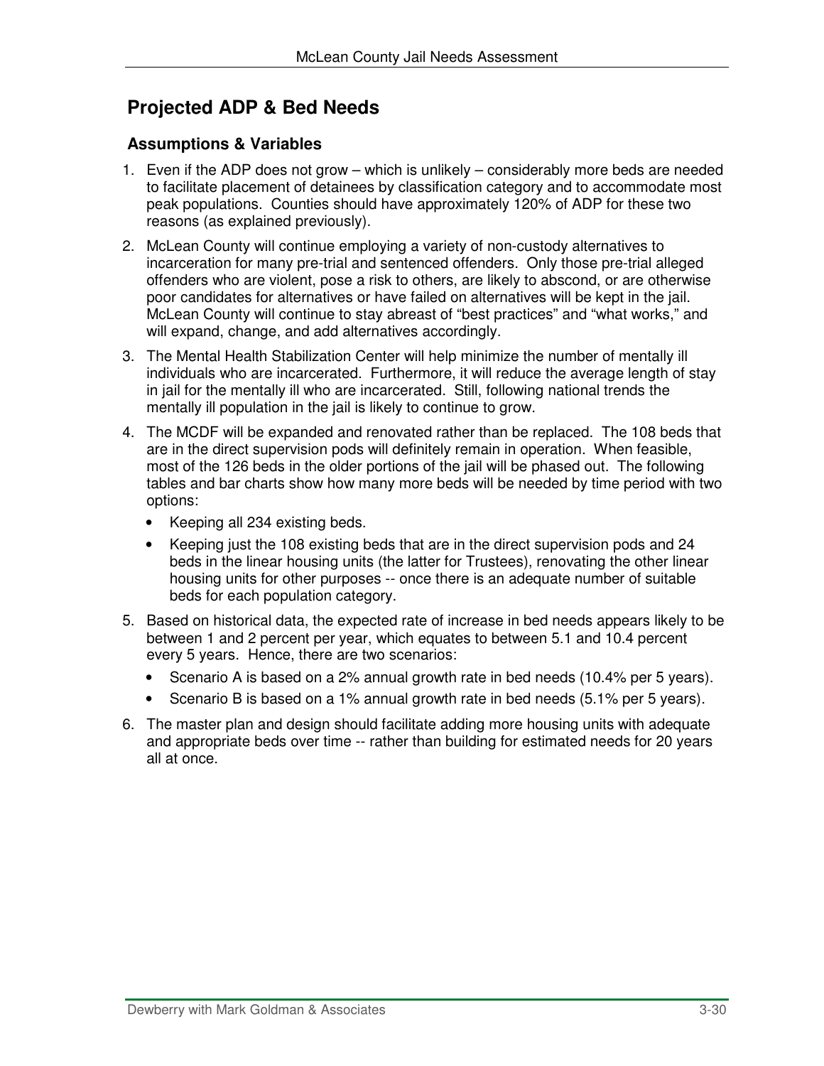## Projected ADP & Bed Needs

### Assumptions & Variables

1. Even if the ADP does not grow – which is unlikely – considerably more beds are needed to facilitate placement of detainees by classification category and to accommodate most peak populations. Counties should have approximately 120% of ADP for these two reasons (as explained previously).
2. McLean County will continue employing a variety of non-custody alternatives to incarceration for many pre-trial and sentenced offenders. Only those pre-trial alleged offenders who are violent, pose a risk to others, are likely to abscond, or are otherwise poor candidates for alternatives or have failed on alternatives will be kept in the jail. McLean County will continue to stay abreast of "best practices" and "what works," and will expand, change, and add alternatives accordingly.
3. The Mental Health Stabilization Center will help minimize the number of mentally ill individuals who are incarcerated. Furthermore, it will reduce the average length of stay in jail for the mentally ill who are incarcerated. Still, following national trends the mentally ill population in the jail is likely to continue to grow.
4. The MCDF will be expanded and renovated rather than be replaced. The 108 beds that are in the direct supervision pods will definitely remain in operation. When feasible, most of the 126 beds in the older portions of the jail will be phased out. The following tables and bar charts show how many more beds will be needed by time period with two options:
   - Keeping all 234 existing beds.
   - Keeping just the 108 existing beds that are in the direct supervision pods and 24 beds in the linear housing units (the latter for Trustees), renovating the other linear housing units for other purposes -- once there is an adequate number of suitable beds for each population category.
5. Based on historical data, the expected rate of increase in bed needs appears likely to be between 1 and 2 percent per year, which equates to between 5.1 and 10.4 percent every 5 years. Hence, there are two scenarios:
   - Scenario A is based on a 2% annual growth rate in bed needs (10.4% per 5 years).
   - Scenario B is based on a 1% annual growth rate in bed needs (5.1% per 5 years).
6. The master plan and design should facilitate adding more housing units with adequate and appropriate beds over time -- rather than building for estimated needs for 20 years all at once.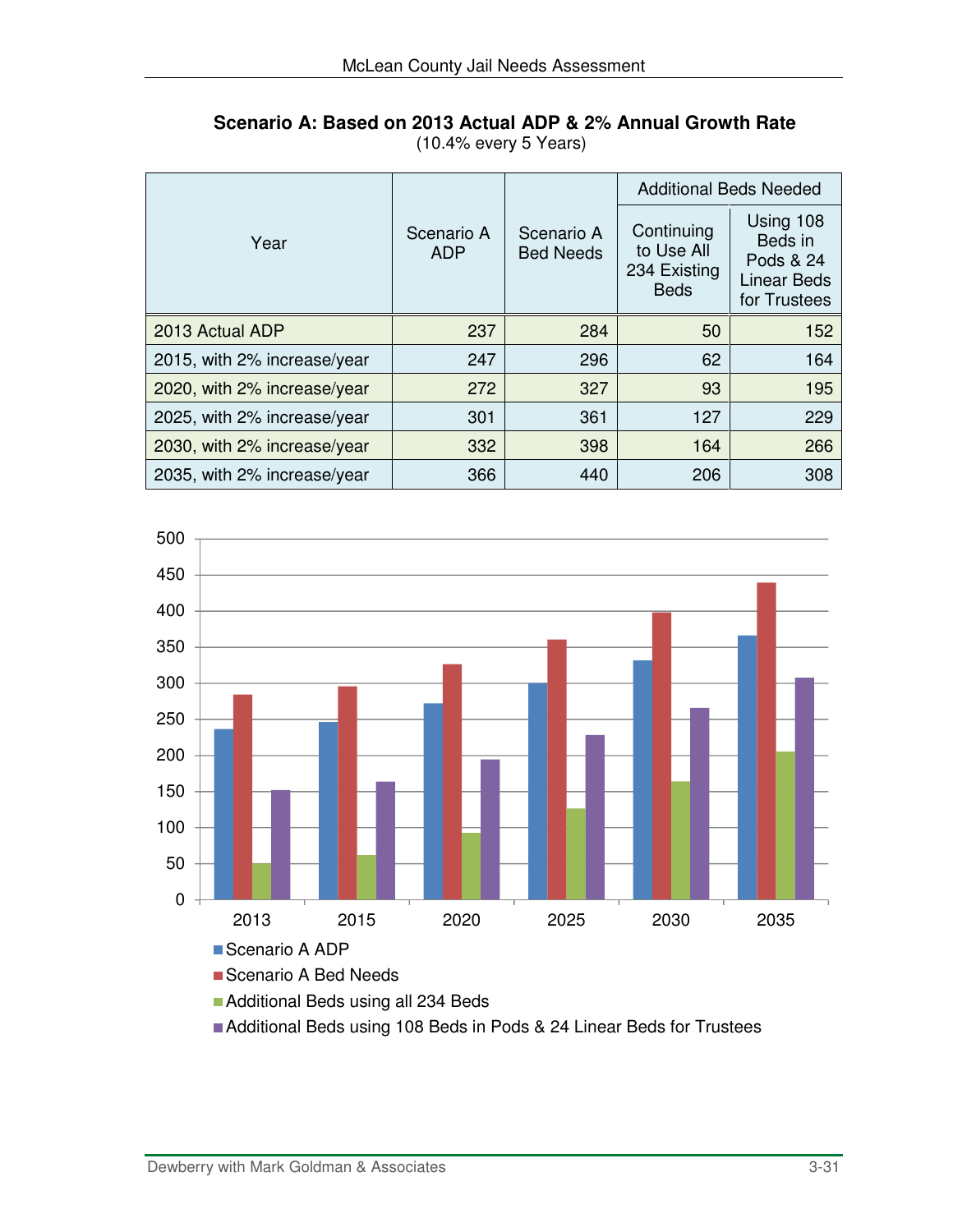**Scenario A: Based on 2013 Actual ADP & 2% Annual Growth Rate**
(10.4% every 5 Years)

| Year | Scenario A ADP | Scenario A Bed Needs | Additional Beds Needed | |
|---|---|---|---|---|
| | | | Continuing to Use All 234 Existing Beds | Using 108 Beds in Pods & 24 Linear Beds for Trustees |
| 2013 Actual ADP | 237 | 284 | 50 | 152 |
| 2015, with 2% increase/year | 247 | 296 | 62 | 164 |
| 2020, with 2% increase/year | 272 | 327 | 93 | 195 |
| 2025, with 2% increase/year | 301 | 361 | 127 | 229 |
| 2030, with 2% increase/year | 332 | 398 | 164 | 266 |
| 2035, with 2% increase/year | 366 | 440 | 206 | 308 |

| Year | Scenario A ADP | Scenario A Bed Needs | Additional Beds using all 234 Beds | Additional Beds using 108 Beds in Pods & 24 Linear Beds for Trustees |
|---|---|---|---|---|
| 2013 | 237 | 284 | 50 | 152 |
| 2015 | 247 | 296 | 62 | 164 |
| 2020 | 272 | 327 | 93 | 195 |
| 2025 | 301 | 361 | 127 | 229 |
| 2030 | 332 | 398 | 164 | 266 |
| 2035 | 366 | 440 | 206 | 308 |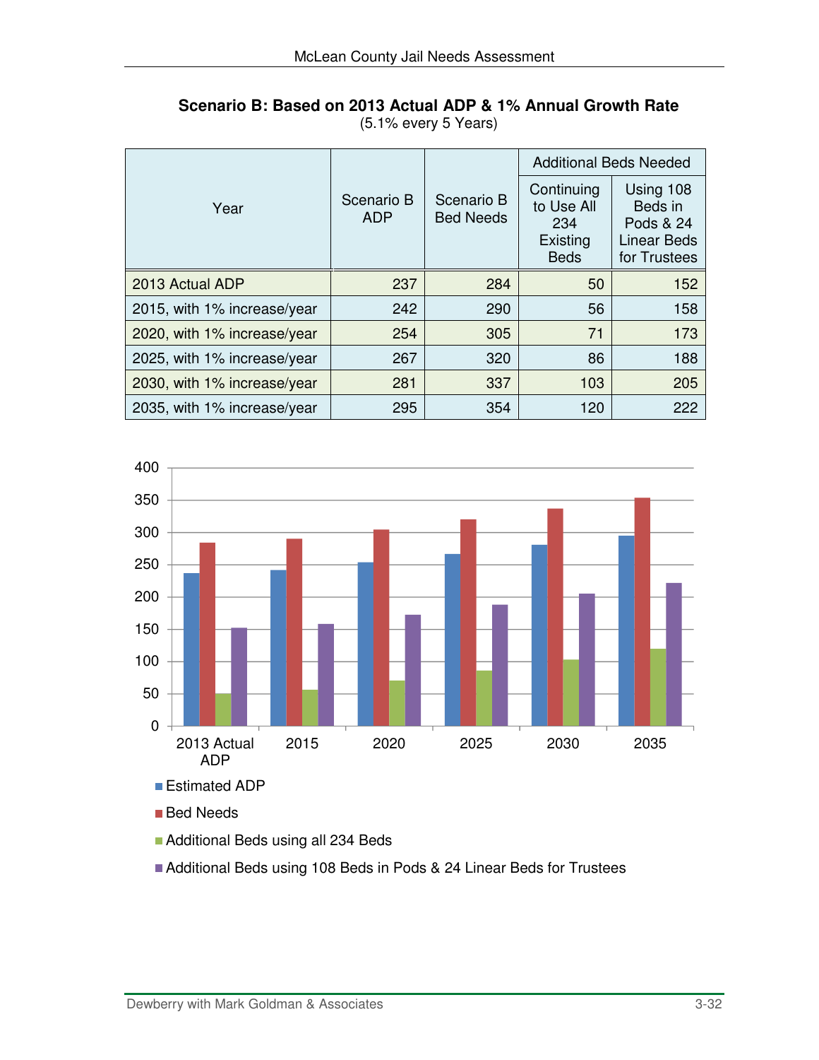**Scenario B: Based on 2013 Actual ADP & 1% Annual Growth Rate**
(5.1% every 5 Years)

| Year | Scenario B ADP | Scenario B Bed Needs | Additional Beds Needed | |
|---|---|---|---|---|
| | | | Continuing to Use All 234 Existing Beds | Using 108 Beds in Pods & 24 Linear Beds for Trustees |
| 2013 Actual ADP | 237 | 284 | 50 | 152 |
| 2015, with 1% increase/year | 242 | 290 | 56 | 158 |
| 2020, with 1% increase/year | 254 | 305 | 71 | 173 |
| 2025, with 1% increase/year | 267 | 320 | 86 | 188 |
| 2030, with 1% increase/year | 281 | 337 | 103 | 205 |
| 2035, with 1% increase/year | 295 | 354 | 120 | 222 |

| | Estimated ADP | Bed Needs | Additional Beds using all 234 Beds | Additional Beds using 108 Beds in Pods & 24 Linear Beds for Trustees |
|---|---|---|---|---|
| 2013 Actual ADP | 237 | 284 | 50 | 152 |
| 2015 | 242 | 290 | 56 | 158 |
| 2020 | 254 | 305 | 71 | 173 |
| 2025 | 267 | 320 | 86 | 188 |
| 2030 | 281 | 337 | 103 | 205 |
| 2035 | 295 | 354 | 120 | 222 |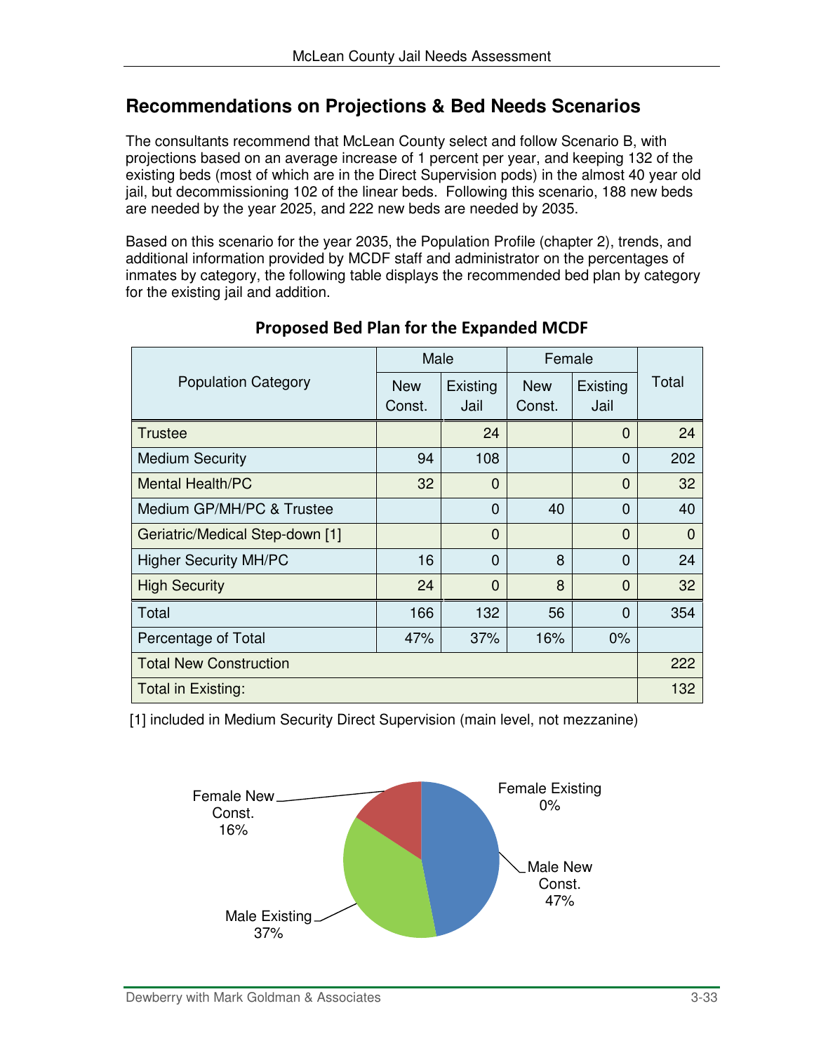## Recommendations on Projections & Bed Needs Scenarios

The consultants recommend that McLean County select and follow Scenario B, with projections based on an average increase of 1 percent per year, and keeping 132 of the existing beds (most of which are in the Direct Supervision pods) in the almost 40 year old jail, but decommissioning 102 of the linear beds. Following this scenario, 188 new beds are needed by the year 2025, and 222 new beds are needed by 2035.

Based on this scenario for the year 2035, the Population Profile (chapter 2), trends, and additional information provided by MCDF staff and administrator on the percentages of inmates by category, the following table displays the recommended bed plan by category for the existing jail and addition.

**Proposed Bed Plan for the Expanded MCDF**

| Population Category | Male | | Female | | Total |
|---|---|---|---|---|---|
| | New Const. | Existing Jail | New Const. | Existing Jail | |
| Trustee | | 24 | | 0 | 24 |
| Medium Security | 94 | 108 | | 0 | 202 |
| Mental Health/PC | 32 | 0 | | 0 | 32 |
| Medium GP/MH/PC & Trustee | | 0 | 40 | 0 | 40 |
| Geriatric/Medical Step-down [1] | | 0 | | 0 | 0 |
| Higher Security MH/PC | 16 | 0 | 8 | 0 | 24 |
| High Security | 24 | 0 | 8 | 0 | 32 |
| Total | 166 | 132 | 56 | 0 | 354 |
| Percentage of Total | 47% | 37% | 16% | 0% | |
| Total New Construction | | | | | 222 |
| Total in Existing: | | | | | 132 |

[1] included in Medium Security Direct Supervision (main level, not mezzanine)

Female New Const. 16%

Female Existing 0%

Male New Const. 47%

Male Existing 37%